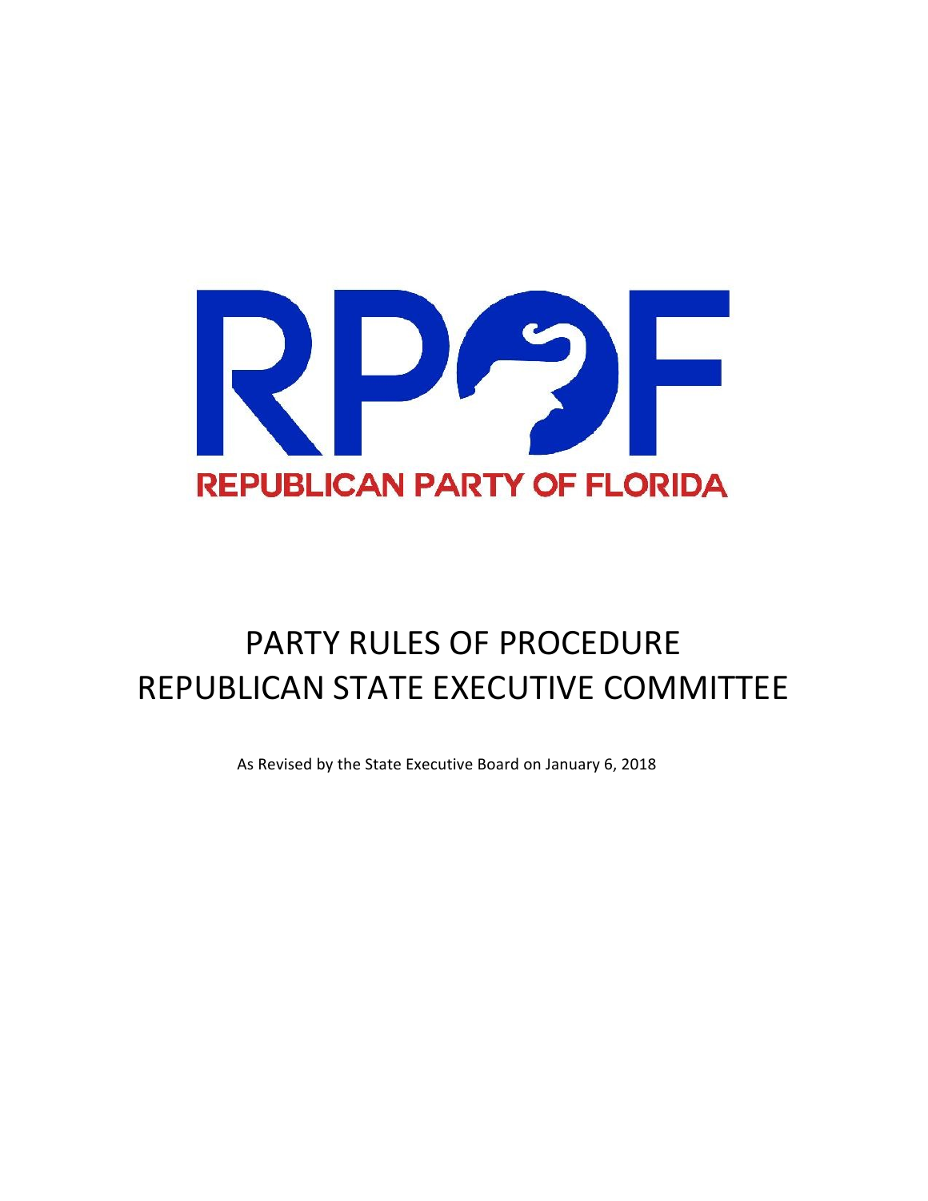RPOF

REPUBLICAN PARTY OF FLORIDA

# PARTY RULES OF PROCEDURE
# REPUBLICAN STATE EXECUTIVE COMMITTEE

As Revised by the State Executive Board on January 6, 2018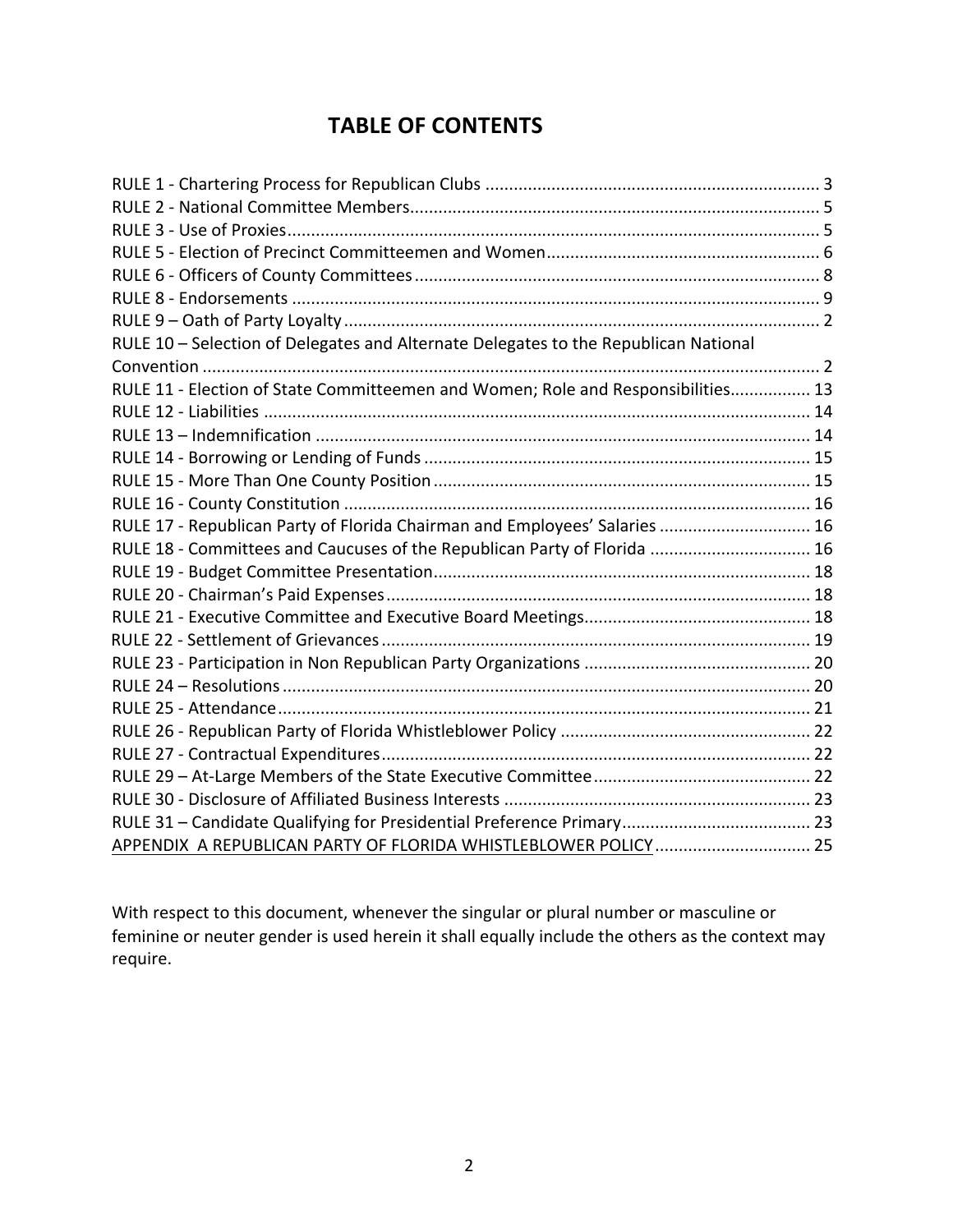# TABLE OF CONTENTS

RULE 1 - Chartering Process for Republican Clubs ...................................................................... 3
RULE 2 - National Committee Members...................................................................................... 5
RULE 3 - Use of Proxies................................................................................................................ 5
RULE 5 - Election of Precinct Committeemen and Women.......................................................... 6
RULE 6 - Officers of County Committees..................................................................................... 8
RULE 8 - Endorsements ............................................................................................................... 9
RULE 9 – Oath of Party Loyalty.................................................................................................... 2
RULE 10 – Selection of Delegates and Alternate Delegates to the Republican National Convention .................................................................................................................................. 2
RULE 11 - Election of State Committeemen and Women; Role and Responsibilities................. 13
RULE 12 - Liabilities ................................................................................................................... 14
RULE 13 – Indemnification ........................................................................................................ 14
RULE 14 - Borrowing or Lending of Funds ................................................................................. 15
RULE 15 - More Than One County Position ............................................................................... 15
RULE 16 - County Constitution .................................................................................................. 16
RULE 17 - Republican Party of Florida Chairman and Employees' Salaries ................................ 16
RULE 18 - Committees and Caucuses of the Republican Party of Florida .................................. 16
RULE 19 - Budget Committee Presentation................................................................................ 18
RULE 20 - Chairman's Paid Expenses.......................................................................................... 18
RULE 21 - Executive Committee and Executive Board Meetings................................................ 18
RULE 22 - Settlement of Grievances........................................................................................... 19
RULE 23 - Participation in Non Republican Party Organizations ................................................ 20
RULE 24 – Resolutions................................................................................................................ 20
RULE 25 - Attendance................................................................................................................. 21
RULE 26 - Republican Party of Florida Whistleblower Policy ..................................................... 22
RULE 27 - Contractual Expenditures........................................................................................... 22
RULE 29 – At-Large Members of the State Executive Committee.............................................. 22
RULE 30 - Disclosure of Affiliated Business Interests ................................................................. 23
RULE 31 – Candidate Qualifying for Presidential Preference Primary........................................ 23
APPENDIX A REPUBLICAN PARTY OF FLORIDA WHISTLEBLOWER POLICY................................. 25

With respect to this document, whenever the singular or plural number or masculine or feminine or neuter gender is used herein it shall equally include the others as the context may require.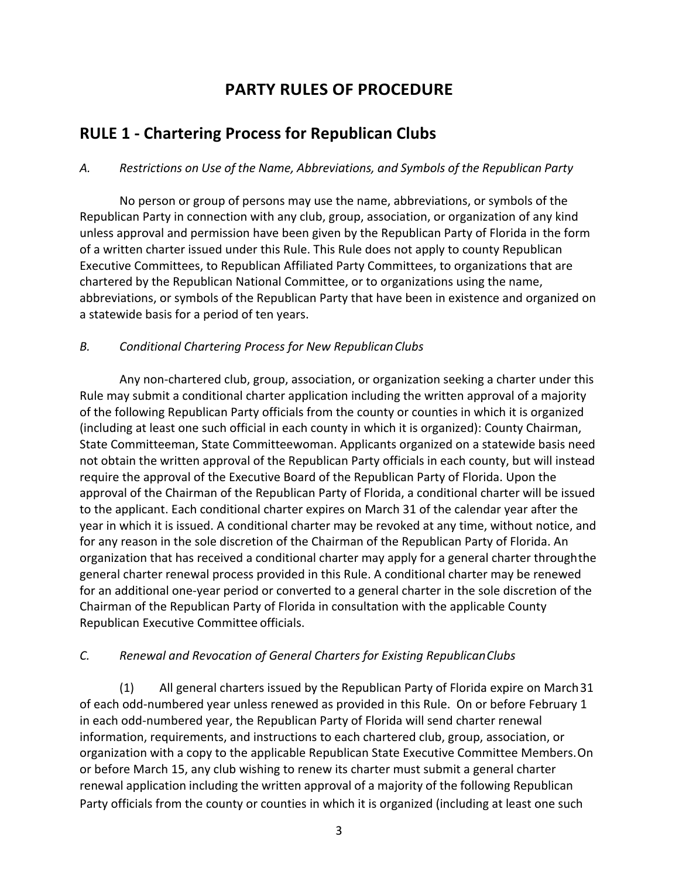# PARTY RULES OF PROCEDURE

## RULE 1 - Chartering Process for Republican Clubs

*A. Restrictions on Use of the Name, Abbreviations, and Symbols of the Republican Party*

No person or group of persons may use the name, abbreviations, or symbols of the Republican Party in connection with any club, group, association, or organization of any kind unless approval and permission have been given by the Republican Party of Florida in the form of a written charter issued under this Rule. This Rule does not apply to county Republican Executive Committees, to Republican Affiliated Party Committees, to organizations that are chartered by the Republican National Committee, or to organizations using the name, abbreviations, or symbols of the Republican Party that have been in existence and organized on a statewide basis for a period of ten years.

*B. Conditional Chartering Process for New Republican Clubs*

Any non-chartered club, group, association, or organization seeking a charter under this Rule may submit a conditional charter application including the written approval of a majority of the following Republican Party officials from the county or counties in which it is organized (including at least one such official in each county in which it is organized): County Chairman, State Committeeman, State Committeewoman. Applicants organized on a statewide basis need not obtain the written approval of the Republican Party officials in each county, but will instead require the approval of the Executive Board of the Republican Party of Florida. Upon the approval of the Chairman of the Republican Party of Florida, a conditional charter will be issued to the applicant. Each conditional charter expires on March 31 of the calendar year after the year in which it is issued. A conditional charter may be revoked at any time, without notice, and for any reason in the sole discretion of the Chairman of the Republican Party of Florida. An organization that has received a conditional charter may apply for a general charter through the general charter renewal process provided in this Rule. A conditional charter may be renewed for an additional one-year period or converted to a general charter in the sole discretion of the Chairman of the Republican Party of Florida in consultation with the applicable County Republican Executive Committee officials.

*C. Renewal and Revocation of General Charters for Existing Republican Clubs*

(1) All general charters issued by the Republican Party of Florida expire on March 31 of each odd-numbered year unless renewed as provided in this Rule. On or before February 1 in each odd-numbered year, the Republican Party of Florida will send charter renewal information, requirements, and instructions to each chartered club, group, association, or organization with a copy to the applicable Republican State Executive Committee Members. On or before March 15, any club wishing to renew its charter must submit a general charter renewal application including the written approval of a majority of the following Republican Party officials from the county or counties in which it is organized (including at least one such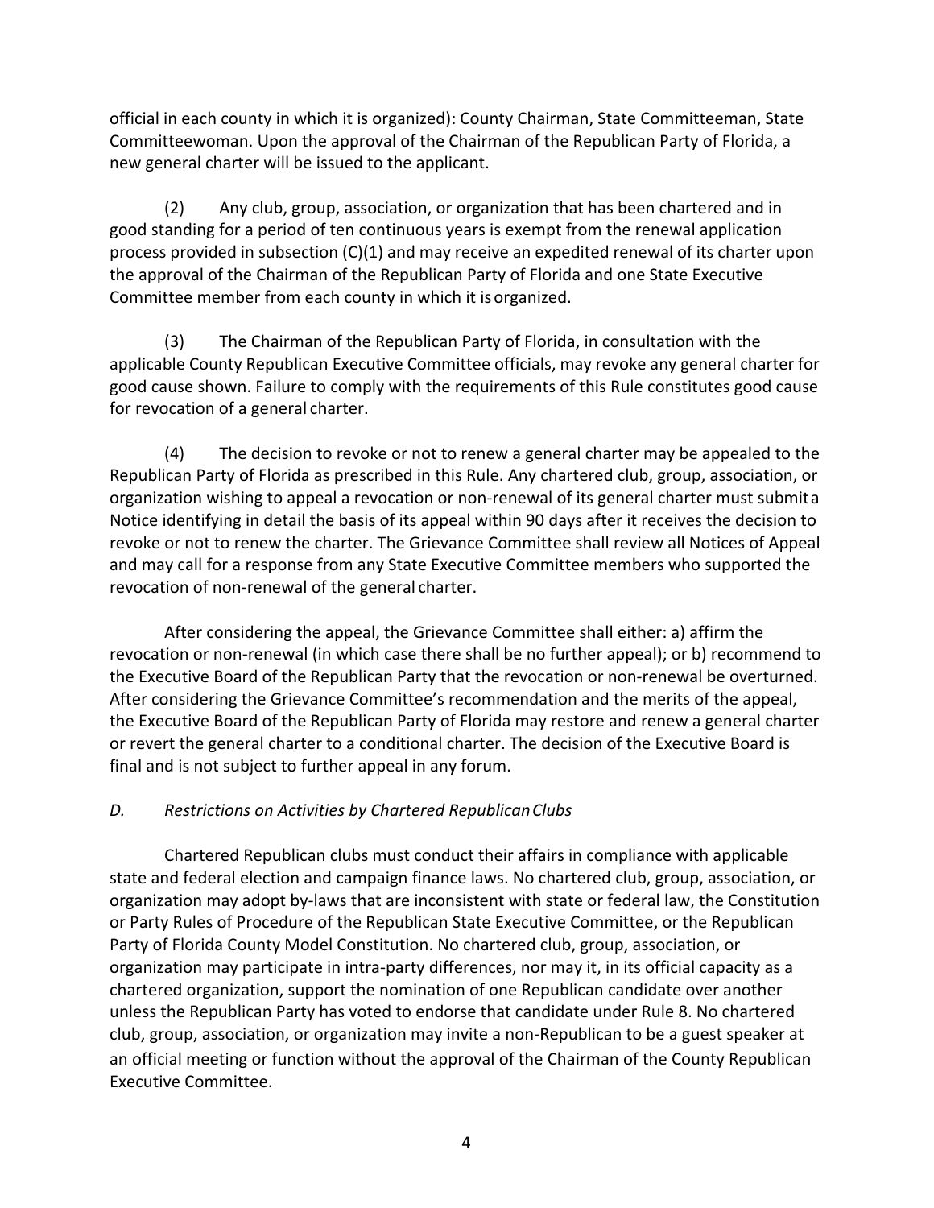official in each county in which it is organized): County Chairman, State Committeeman, State Committeewoman. Upon the approval of the Chairman of the Republican Party of Florida, a new general charter will be issued to the applicant.

(2) Any club, group, association, or organization that has been chartered and in good standing for a period of ten continuous years is exempt from the renewal application process provided in subsection (C)(1) and may receive an expedited renewal of its charter upon the approval of the Chairman of the Republican Party of Florida and one State Executive Committee member from each county in which it is organized.

(3) The Chairman of the Republican Party of Florida, in consultation with the applicable County Republican Executive Committee officials, may revoke any general charter for good cause shown. Failure to comply with the requirements of this Rule constitutes good cause for revocation of a general charter.

(4) The decision to revoke or not to renew a general charter may be appealed to the Republican Party of Florida as prescribed in this Rule. Any chartered club, group, association, or organization wishing to appeal a revocation or non-renewal of its general charter must submit a Notice identifying in detail the basis of its appeal within 90 days after it receives the decision to revoke or not to renew the charter. The Grievance Committee shall review all Notices of Appeal and may call for a response from any State Executive Committee members who supported the revocation of non-renewal of the general charter.

After considering the appeal, the Grievance Committee shall either: a) affirm the revocation or non-renewal (in which case there shall be no further appeal); or b) recommend to the Executive Board of the Republican Party that the revocation or non-renewal be overturned. After considering the Grievance Committee's recommendation and the merits of the appeal, the Executive Board of the Republican Party of Florida may restore and renew a general charter or revert the general charter to a conditional charter. The decision of the Executive Board is final and is not subject to further appeal in any forum.

*D. Restrictions on Activities by Chartered Republican Clubs*

Chartered Republican clubs must conduct their affairs in compliance with applicable state and federal election and campaign finance laws. No chartered club, group, association, or organization may adopt by-laws that are inconsistent with state or federal law, the Constitution or Party Rules of Procedure of the Republican State Executive Committee, or the Republican Party of Florida County Model Constitution. No chartered club, group, association, or organization may participate in intra-party differences, nor may it, in its official capacity as a chartered organization, support the nomination of one Republican candidate over another unless the Republican Party has voted to endorse that candidate under Rule 8. No chartered club, group, association, or organization may invite a non-Republican to be a guest speaker at an official meeting or function without the approval of the Chairman of the County Republican Executive Committee.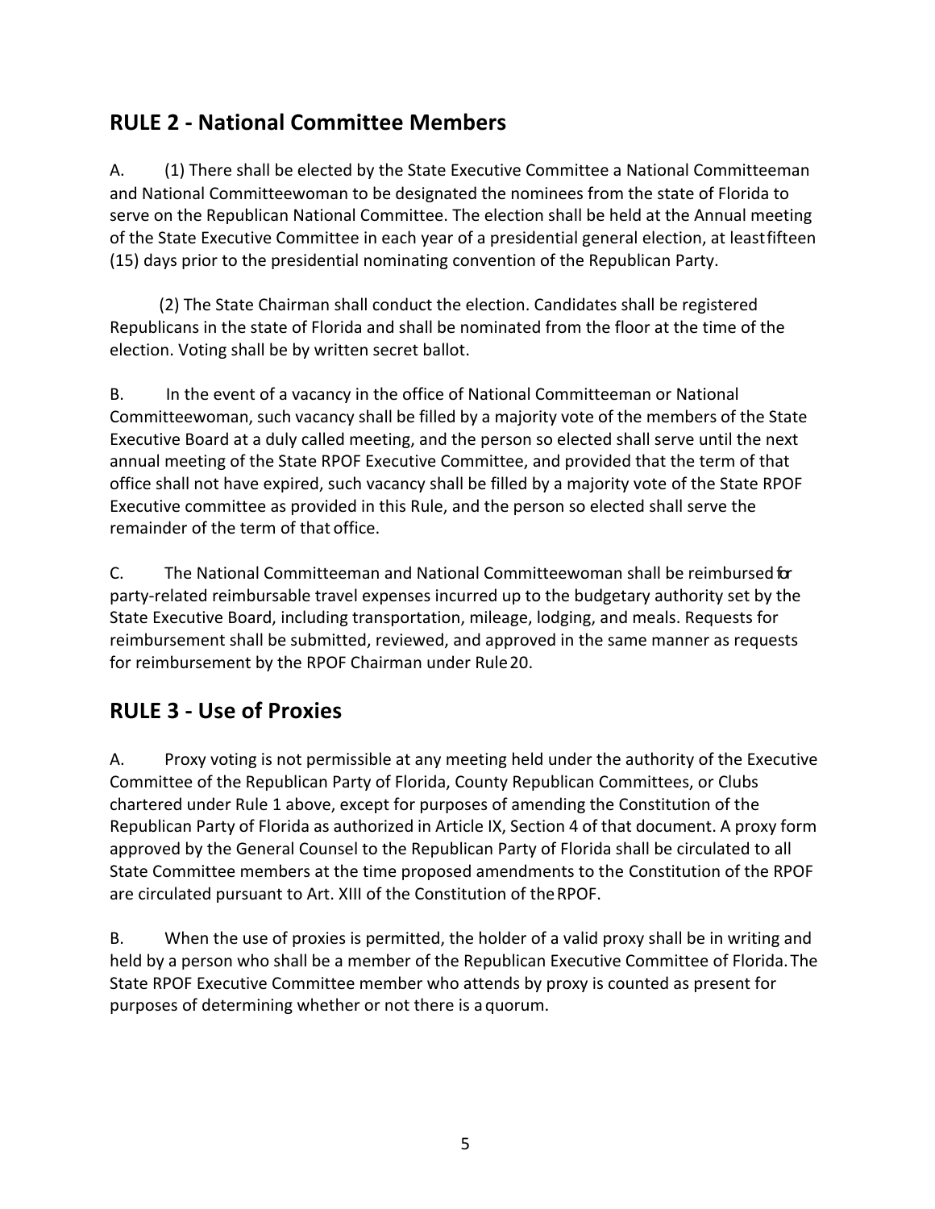## RULE 2 - National Committee Members

A. (1) There shall be elected by the State Executive Committee a National Committeeman and National Committeewoman to be designated the nominees from the state of Florida to serve on the Republican National Committee. The election shall be held at the Annual meeting of the State Executive Committee in each year of a presidential general election, at least fifteen (15) days prior to the presidential nominating convention of the Republican Party.

(2) The State Chairman shall conduct the election. Candidates shall be registered Republicans in the state of Florida and shall be nominated from the floor at the time of the election. Voting shall be by written secret ballot.

B. In the event of a vacancy in the office of National Committeeman or National Committeewoman, such vacancy shall be filled by a majority vote of the members of the State Executive Board at a duly called meeting, and the person so elected shall serve until the next annual meeting of the State RPOF Executive Committee, and provided that the term of that office shall not have expired, such vacancy shall be filled by a majority vote of the State RPOF Executive committee as provided in this Rule, and the person so elected shall serve the remainder of the term of that office.

C. The National Committeeman and National Committeewoman shall be reimbursed for party-related reimbursable travel expenses incurred up to the budgetary authority set by the State Executive Board, including transportation, mileage, lodging, and meals. Requests for reimbursement shall be submitted, reviewed, and approved in the same manner as requests for reimbursement by the RPOF Chairman under Rule 20.

## RULE 3 - Use of Proxies

A. Proxy voting is not permissible at any meeting held under the authority of the Executive Committee of the Republican Party of Florida, County Republican Committees, or Clubs chartered under Rule 1 above, except for purposes of amending the Constitution of the Republican Party of Florida as authorized in Article IX, Section 4 of that document. A proxy form approved by the General Counsel to the Republican Party of Florida shall be circulated to all State Committee members at the time proposed amendments to the Constitution of the RPOF are circulated pursuant to Art. XIII of the Constitution of the RPOF.

B. When the use of proxies is permitted, the holder of a valid proxy shall be in writing and held by a person who shall be a member of the Republican Executive Committee of Florida. The State RPOF Executive Committee member who attends by proxy is counted as present for purposes of determining whether or not there is a quorum.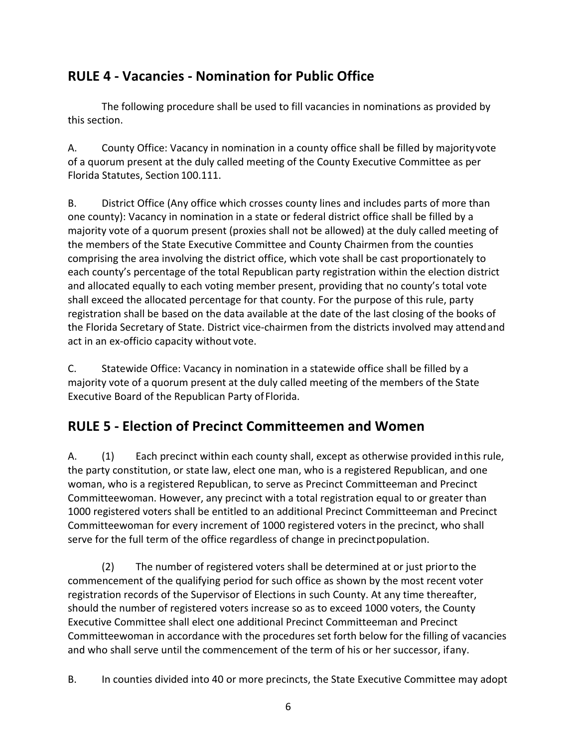## RULE 4 - Vacancies - Nomination for Public Office

The following procedure shall be used to fill vacancies in nominations as provided by this section.

A. County Office: Vacancy in nomination in a county office shall be filled by majority vote of a quorum present at the duly called meeting of the County Executive Committee as per Florida Statutes, Section 100.111.

B. District Office (Any office which crosses county lines and includes parts of more than one county): Vacancy in nomination in a state or federal district office shall be filled by a majority vote of a quorum present (proxies shall not be allowed) at the duly called meeting of the members of the State Executive Committee and County Chairmen from the counties comprising the area involving the district office, which vote shall be cast proportionately to each county's percentage of the total Republican party registration within the election district and allocated equally to each voting member present, providing that no county's total vote shall exceed the allocated percentage for that county. For the purpose of this rule, party registration shall be based on the data available at the date of the last closing of the books of the Florida Secretary of State. District vice-chairmen from the districts involved may attend and act in an ex-officio capacity without vote.

C. Statewide Office: Vacancy in nomination in a statewide office shall be filled by a majority vote of a quorum present at the duly called meeting of the members of the State Executive Board of the Republican Party of Florida.

## RULE 5 - Election of Precinct Committeemen and Women

A. (1) Each precinct within each county shall, except as otherwise provided in this rule, the party constitution, or state law, elect one man, who is a registered Republican, and one woman, who is a registered Republican, to serve as Precinct Committeeman and Precinct Committeewoman. However, any precinct with a total registration equal to or greater than 1000 registered voters shall be entitled to an additional Precinct Committeeman and Precinct Committeewoman for every increment of 1000 registered voters in the precinct, who shall serve for the full term of the office regardless of change in precinct population.

(2) The number of registered voters shall be determined at or just prior to the commencement of the qualifying period for such office as shown by the most recent voter registration records of the Supervisor of Elections in such County. At any time thereafter, should the number of registered voters increase so as to exceed 1000 voters, the County Executive Committee shall elect one additional Precinct Committeeman and Precinct Committeewoman in accordance with the procedures set forth below for the filling of vacancies and who shall serve until the commencement of the term of his or her successor, if any.

B. In counties divided into 40 or more precincts, the State Executive Committee may adopt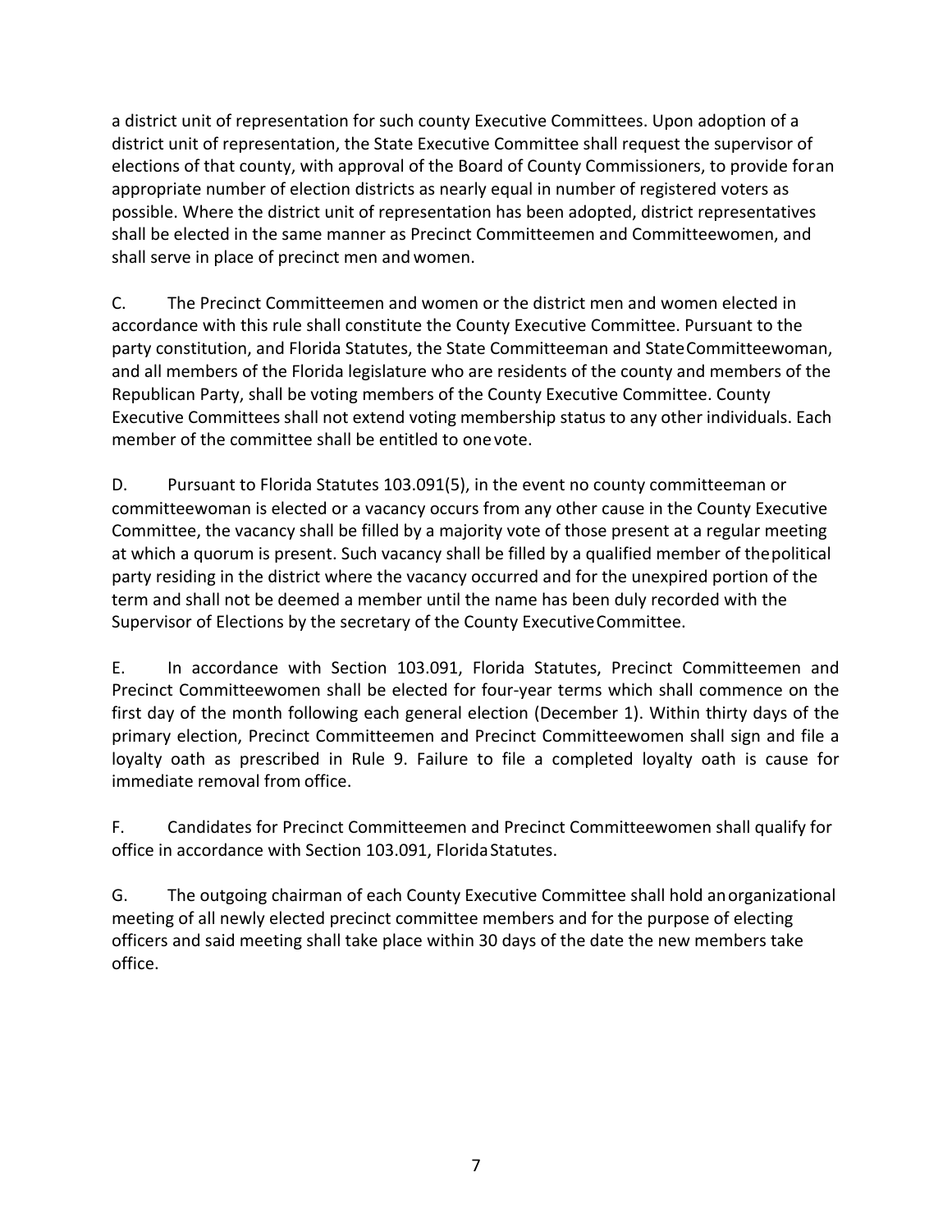a district unit of representation for such county Executive Committees. Upon adoption of a district unit of representation, the State Executive Committee shall request the supervisor of elections of that county, with approval of the Board of County Commissioners, to provide for an appropriate number of election districts as nearly equal in number of registered voters as possible. Where the district unit of representation has been adopted, district representatives shall be elected in the same manner as Precinct Committeemen and Committeewomen, and shall serve in place of precinct men and women.

C. The Precinct Committeemen and women or the district men and women elected in accordance with this rule shall constitute the County Executive Committee. Pursuant to the party constitution, and Florida Statutes, the State Committeeman and State Committeewoman, and all members of the Florida legislature who are residents of the county and members of the Republican Party, shall be voting members of the County Executive Committee. County Executive Committees shall not extend voting membership status to any other individuals. Each member of the committee shall be entitled to one vote.

D. Pursuant to Florida Statutes 103.091(5), in the event no county committeeman or committeewoman is elected or a vacancy occurs from any other cause in the County Executive Committee, the vacancy shall be filled by a majority vote of those present at a regular meeting at which a quorum is present. Such vacancy shall be filled by a qualified member of the political party residing in the district where the vacancy occurred and for the unexpired portion of the term and shall not be deemed a member until the name has been duly recorded with the Supervisor of Elections by the secretary of the County Executive Committee.

E. In accordance with Section 103.091, Florida Statutes, Precinct Committeemen and Precinct Committeewomen shall be elected for four-year terms which shall commence on the first day of the month following each general election (December 1). Within thirty days of the primary election, Precinct Committeemen and Precinct Committeewomen shall sign and file a loyalty oath as prescribed in Rule 9. Failure to file a completed loyalty oath is cause for immediate removal from office.

F. Candidates for Precinct Committeemen and Precinct Committeewomen shall qualify for office in accordance with Section 103.091, Florida Statutes.

G. The outgoing chairman of each County Executive Committee shall hold an organizational meeting of all newly elected precinct committee members and for the purpose of electing officers and said meeting shall take place within 30 days of the date the new members take office.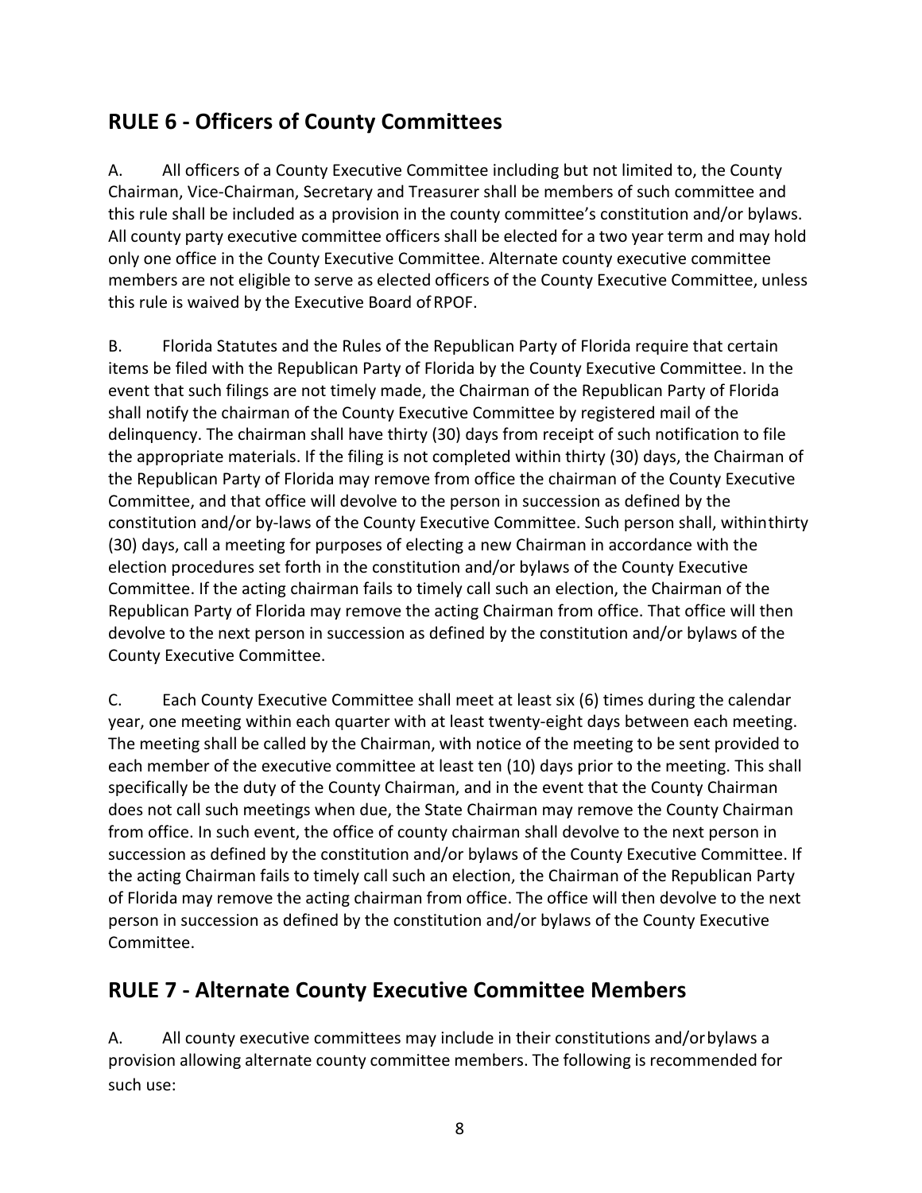## RULE 6 - Officers of County Committees

A. All officers of a County Executive Committee including but not limited to, the County Chairman, Vice-Chairman, Secretary and Treasurer shall be members of such committee and this rule shall be included as a provision in the county committee's constitution and/or bylaws. All county party executive committee officers shall be elected for a two year term and may hold only one office in the County Executive Committee. Alternate county executive committee members are not eligible to serve as elected officers of the County Executive Committee, unless this rule is waived by the Executive Board of RPOF.

B. Florida Statutes and the Rules of the Republican Party of Florida require that certain items be filed with the Republican Party of Florida by the County Executive Committee. In the event that such filings are not timely made, the Chairman of the Republican Party of Florida shall notify the chairman of the County Executive Committee by registered mail of the delinquency. The chairman shall have thirty (30) days from receipt of such notification to file the appropriate materials. If the filing is not completed within thirty (30) days, the Chairman of the Republican Party of Florida may remove from office the chairman of the County Executive Committee, and that office will devolve to the person in succession as defined by the constitution and/or by-laws of the County Executive Committee. Such person shall, within thirty (30) days, call a meeting for purposes of electing a new Chairman in accordance with the election procedures set forth in the constitution and/or bylaws of the County Executive Committee. If the acting chairman fails to timely call such an election, the Chairman of the Republican Party of Florida may remove the acting Chairman from office. That office will then devolve to the next person in succession as defined by the constitution and/or bylaws of the County Executive Committee.

C. Each County Executive Committee shall meet at least six (6) times during the calendar year, one meeting within each quarter with at least twenty-eight days between each meeting. The meeting shall be called by the Chairman, with notice of the meeting to be sent provided to each member of the executive committee at least ten (10) days prior to the meeting. This shall specifically be the duty of the County Chairman, and in the event that the County Chairman does not call such meetings when due, the State Chairman may remove the County Chairman from office. In such event, the office of county chairman shall devolve to the next person in succession as defined by the constitution and/or bylaws of the County Executive Committee. If the acting Chairman fails to timely call such an election, the Chairman of the Republican Party of Florida may remove the acting chairman from office. The office will then devolve to the next person in succession as defined by the constitution and/or bylaws of the County Executive Committee.

## RULE 7 - Alternate County Executive Committee Members

A. All county executive committees may include in their constitutions and/or bylaws a provision allowing alternate county committee members. The following is recommended for such use: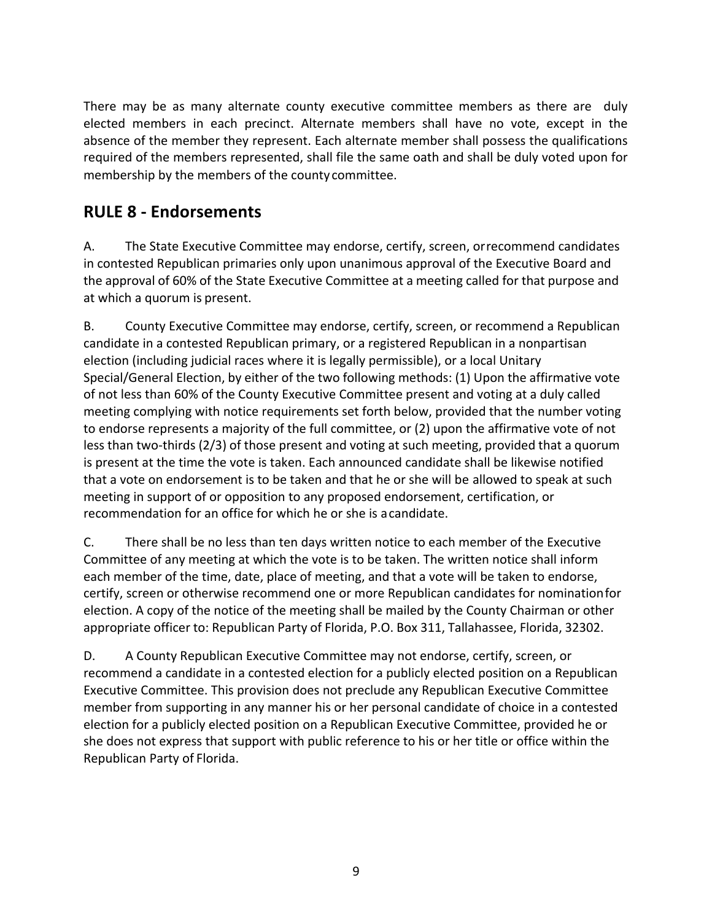There may be as many alternate county executive committee members as there are duly elected members in each precinct. Alternate members shall have no vote, except in the absence of the member they represent. Each alternate member shall possess the qualifications required of the members represented, shall file the same oath and shall be duly voted upon for membership by the members of the county committee.

## RULE 8 - Endorsements

A. The State Executive Committee may endorse, certify, screen, or recommend candidates in contested Republican primaries only upon unanimous approval of the Executive Board and the approval of 60% of the State Executive Committee at a meeting called for that purpose and at which a quorum is present.

B. County Executive Committee may endorse, certify, screen, or recommend a Republican candidate in a contested Republican primary, or a registered Republican in a nonpartisan election (including judicial races where it is legally permissible), or a local Unitary Special/General Election, by either of the two following methods: (1) Upon the affirmative vote of not less than 60% of the County Executive Committee present and voting at a duly called meeting complying with notice requirements set forth below, provided that the number voting to endorse represents a majority of the full committee, or (2) upon the affirmative vote of not less than two-thirds (2/3) of those present and voting at such meeting, provided that a quorum is present at the time the vote is taken. Each announced candidate shall be likewise notified that a vote on endorsement is to be taken and that he or she will be allowed to speak at such meeting in support of or opposition to any proposed endorsement, certification, or recommendation for an office for which he or she is a candidate.

C. There shall be no less than ten days written notice to each member of the Executive Committee of any meeting at which the vote is to be taken. The written notice shall inform each member of the time, date, place of meeting, and that a vote will be taken to endorse, certify, screen or otherwise recommend one or more Republican candidates for nomination for election. A copy of the notice of the meeting shall be mailed by the County Chairman or other appropriate officer to: Republican Party of Florida, P.O. Box 311, Tallahassee, Florida, 32302.

D. A County Republican Executive Committee may not endorse, certify, screen, or recommend a candidate in a contested election for a publicly elected position on a Republican Executive Committee. This provision does not preclude any Republican Executive Committee member from supporting in any manner his or her personal candidate of choice in a contested election for a publicly elected position on a Republican Executive Committee, provided he or she does not express that support with public reference to his or her title or office within the Republican Party of Florida.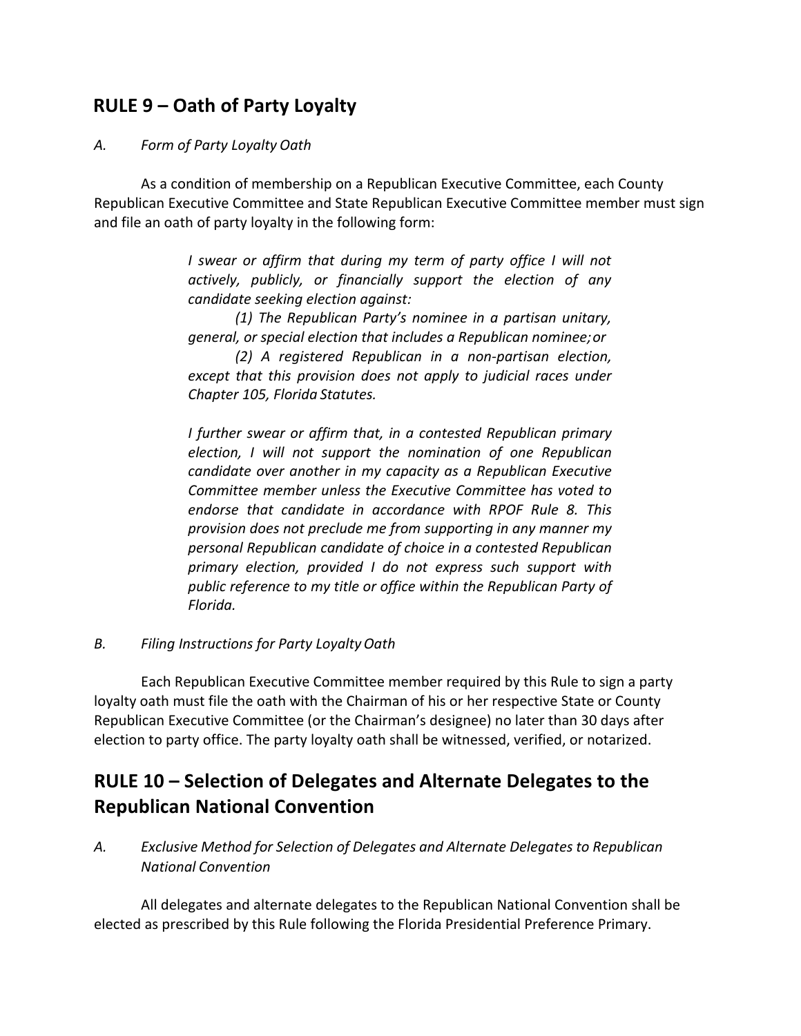## RULE 9 – Oath of Party Loyalty

*A. Form of Party Loyalty Oath*

As a condition of membership on a Republican Executive Committee, each County Republican Executive Committee and State Republican Executive Committee member must sign and file an oath of party loyalty in the following form:

> *I swear or affirm that during my term of party office I will not actively, publicly, or financially support the election of any candidate seeking election against:*
>
> *(1) The Republican Party's nominee in a partisan unitary, general, or special election that includes a Republican nominee; or*
>
> *(2) A registered Republican in a non-partisan election, except that this provision does not apply to judicial races under Chapter 105, Florida Statutes.*
>
> *I further swear or affirm that, in a contested Republican primary election, I will not support the nomination of one Republican candidate over another in my capacity as a Republican Executive Committee member unless the Executive Committee has voted to endorse that candidate in accordance with RPOF Rule 8. This provision does not preclude me from supporting in any manner my personal Republican candidate of choice in a contested Republican primary election, provided I do not express such support with public reference to my title or office within the Republican Party of Florida.*

*B. Filing Instructions for Party Loyalty Oath*

Each Republican Executive Committee member required by this Rule to sign a party loyalty oath must file the oath with the Chairman of his or her respective State or County Republican Executive Committee (or the Chairman's designee) no later than 30 days after election to party office. The party loyalty oath shall be witnessed, verified, or notarized.

## RULE 10 – Selection of Delegates and Alternate Delegates to the Republican National Convention

*A. Exclusive Method for Selection of Delegates and Alternate Delegates to Republican National Convention*

All delegates and alternate delegates to the Republican National Convention shall be elected as prescribed by this Rule following the Florida Presidential Preference Primary.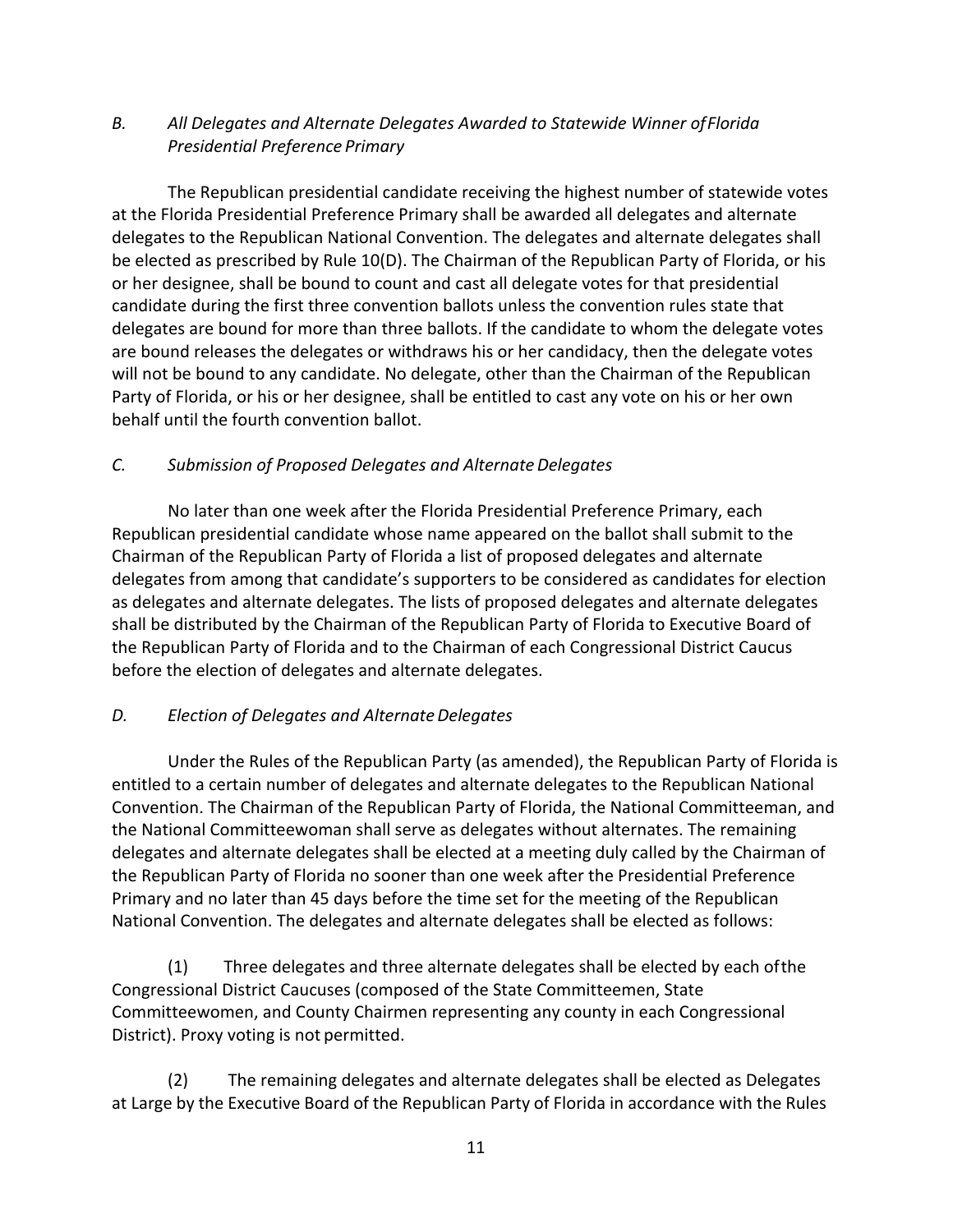### *B. All Delegates and Alternate Delegates Awarded to Statewide Winner of Florida Presidential Preference Primary*

The Republican presidential candidate receiving the highest number of statewide votes at the Florida Presidential Preference Primary shall be awarded all delegates and alternate delegates to the Republican National Convention. The delegates and alternate delegates shall be elected as prescribed by Rule 10(D). The Chairman of the Republican Party of Florida, or his or her designee, shall be bound to count and cast all delegate votes for that presidential candidate during the first three convention ballots unless the convention rules state that delegates are bound for more than three ballots. If the candidate to whom the delegate votes are bound releases the delegates or withdraws his or her candidacy, then the delegate votes will not be bound to any candidate. No delegate, other than the Chairman of the Republican Party of Florida, or his or her designee, shall be entitled to cast any vote on his or her own behalf until the fourth convention ballot.

### *C. Submission of Proposed Delegates and Alternate Delegates*

No later than one week after the Florida Presidential Preference Primary, each Republican presidential candidate whose name appeared on the ballot shall submit to the Chairman of the Republican Party of Florida a list of proposed delegates and alternate delegates from among that candidate's supporters to be considered as candidates for election as delegates and alternate delegates. The lists of proposed delegates and alternate delegates shall be distributed by the Chairman of the Republican Party of Florida to Executive Board of the Republican Party of Florida and to the Chairman of each Congressional District Caucus before the election of delegates and alternate delegates.

### *D. Election of Delegates and Alternate Delegates*

Under the Rules of the Republican Party (as amended), the Republican Party of Florida is entitled to a certain number of delegates and alternate delegates to the Republican National Convention. The Chairman of the Republican Party of Florida, the National Committeeman, and the National Committeewoman shall serve as delegates without alternates. The remaining delegates and alternate delegates shall be elected at a meeting duly called by the Chairman of the Republican Party of Florida no sooner than one week after the Presidential Preference Primary and no later than 45 days before the time set for the meeting of the Republican National Convention. The delegates and alternate delegates shall be elected as follows:

(1) Three delegates and three alternate delegates shall be elected by each of the Congressional District Caucuses (composed of the State Committeemen, State Committeewomen, and County Chairmen representing any county in each Congressional District). Proxy voting is not permitted.

(2) The remaining delegates and alternate delegates shall be elected as Delegates at Large by the Executive Board of the Republican Party of Florida in accordance with the Rules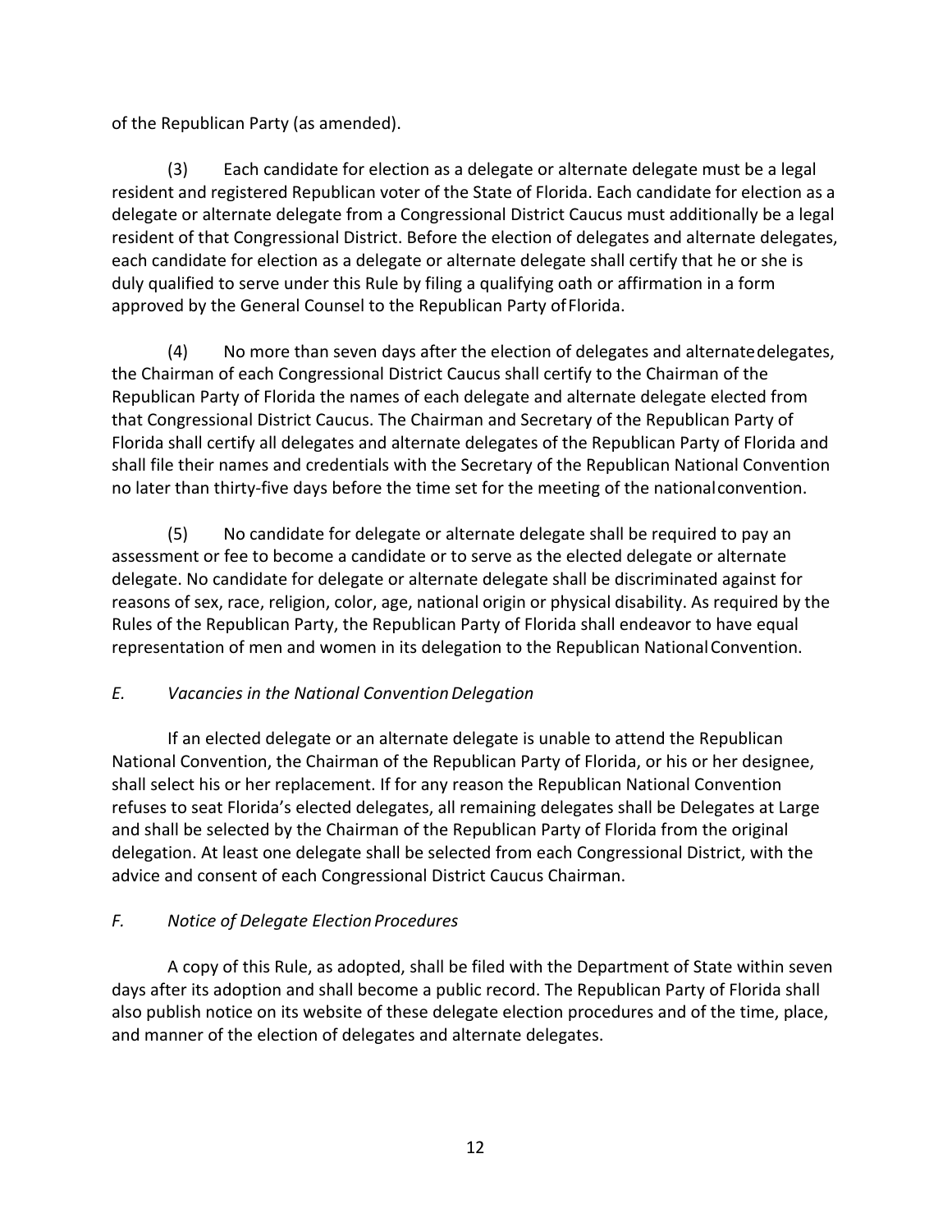of the Republican Party (as amended).

(3) Each candidate for election as a delegate or alternate delegate must be a legal resident and registered Republican voter of the State of Florida. Each candidate for election as a delegate or alternate delegate from a Congressional District Caucus must additionally be a legal resident of that Congressional District. Before the election of delegates and alternate delegates, each candidate for election as a delegate or alternate delegate shall certify that he or she is duly qualified to serve under this Rule by filing a qualifying oath or affirmation in a form approved by the General Counsel to the Republican Party of Florida.

(4) No more than seven days after the election of delegates and alternate delegates, the Chairman of each Congressional District Caucus shall certify to the Chairman of the Republican Party of Florida the names of each delegate and alternate delegate elected from that Congressional District Caucus. The Chairman and Secretary of the Republican Party of Florida shall certify all delegates and alternate delegates of the Republican Party of Florida and shall file their names and credentials with the Secretary of the Republican National Convention no later than thirty-five days before the time set for the meeting of the national convention.

(5) No candidate for delegate or alternate delegate shall be required to pay an assessment or fee to become a candidate or to serve as the elected delegate or alternate delegate. No candidate for delegate or alternate delegate shall be discriminated against for reasons of sex, race, religion, color, age, national origin or physical disability. As required by the Rules of the Republican Party, the Republican Party of Florida shall endeavor to have equal representation of men and women in its delegation to the Republican National Convention.

*E. Vacancies in the National Convention Delegation*

If an elected delegate or an alternate delegate is unable to attend the Republican National Convention, the Chairman of the Republican Party of Florida, or his or her designee, shall select his or her replacement. If for any reason the Republican National Convention refuses to seat Florida's elected delegates, all remaining delegates shall be Delegates at Large and shall be selected by the Chairman of the Republican Party of Florida from the original delegation. At least one delegate shall be selected from each Congressional District, with the advice and consent of each Congressional District Caucus Chairman.

*F. Notice of Delegate Election Procedures*

A copy of this Rule, as adopted, shall be filed with the Department of State within seven days after its adoption and shall become a public record. The Republican Party of Florida shall also publish notice on its website of these delegate election procedures and of the time, place, and manner of the election of delegates and alternate delegates.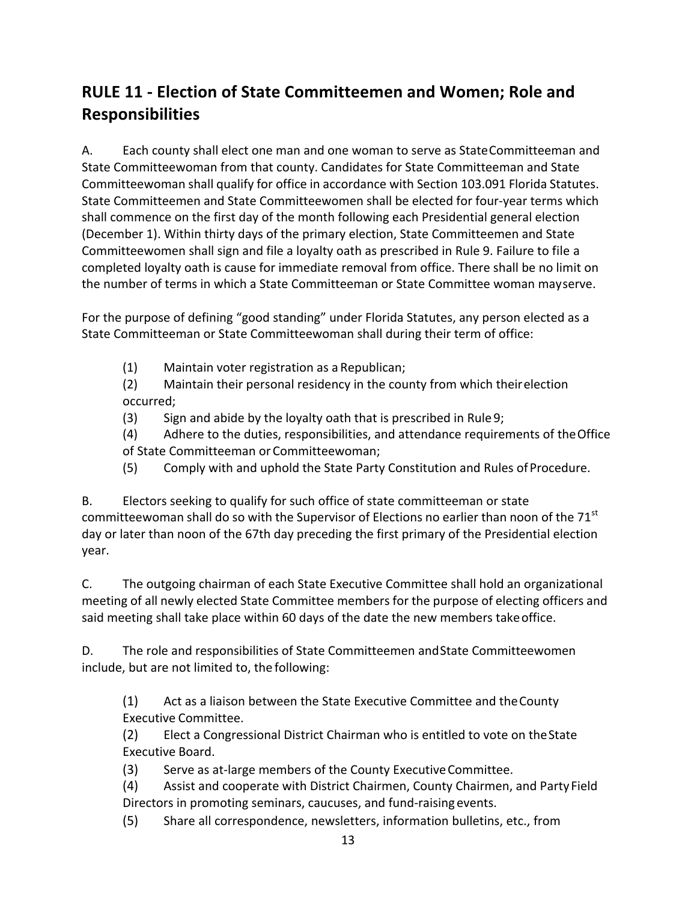## RULE 11 - Election of State Committeemen and Women; Role and Responsibilities

A. Each county shall elect one man and one woman to serve as State Committeeman and State Committeewoman from that county. Candidates for State Committeeman and State Committeewoman shall qualify for office in accordance with Section 103.091 Florida Statutes. State Committeemen and State Committeewomen shall be elected for four-year terms which shall commence on the first day of the month following each Presidential general election (December 1). Within thirty days of the primary election, State Committeemen and State Committeewomen shall sign and file a loyalty oath as prescribed in Rule 9. Failure to file a completed loyalty oath is cause for immediate removal from office. There shall be no limit on the number of terms in which a State Committeeman or State Committee woman may serve.

For the purpose of defining "good standing" under Florida Statutes, any person elected as a State Committeeman or State Committeewoman shall during their term of office:

(1) Maintain voter registration as a Republican;
(2) Maintain their personal residency in the county from which their election occurred;
(3) Sign and abide by the loyalty oath that is prescribed in Rule 9;
(4) Adhere to the duties, responsibilities, and attendance requirements of the Office of State Committeeman or Committeewoman;
(5) Comply with and uphold the State Party Constitution and Rules of Procedure.

B. Electors seeking to qualify for such office of state committeeman or state committeewoman shall do so with the Supervisor of Elections no earlier than noon of the 71st day or later than noon of the 67th day preceding the first primary of the Presidential election year.

C. The outgoing chairman of each State Executive Committee shall hold an organizational meeting of all newly elected State Committee members for the purpose of electing officers and said meeting shall take place within 60 days of the date the new members take office.

D. The role and responsibilities of State Committeemen and State Committeewomen include, but are not limited to, the following:

(1) Act as a liaison between the State Executive Committee and the County Executive Committee.
(2) Elect a Congressional District Chairman who is entitled to vote on the State Executive Board.
(3) Serve as at-large members of the County Executive Committee.
(4) Assist and cooperate with District Chairmen, County Chairmen, and Party Field Directors in promoting seminars, caucuses, and fund-raising events.
(5) Share all correspondence, newsletters, information bulletins, etc., from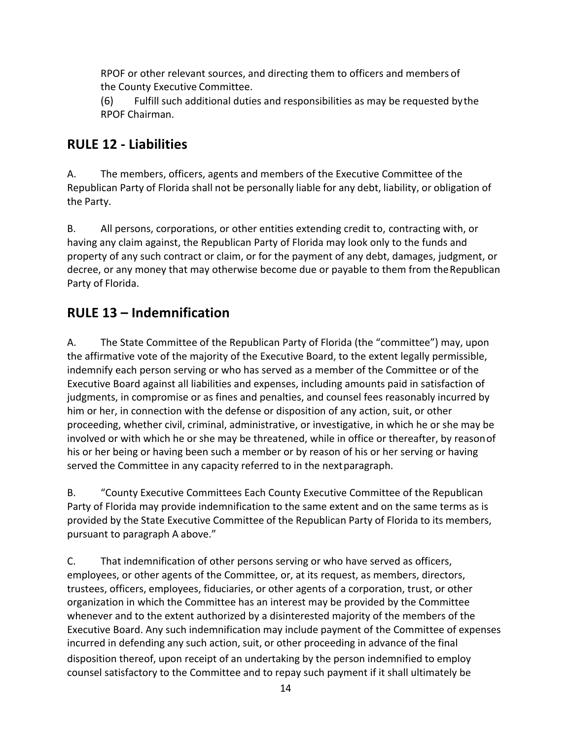RPOF or other relevant sources, and directing them to officers and members of the County Executive Committee.

(6) Fulfill such additional duties and responsibilities as may be requested by the RPOF Chairman.

## RULE 12 - Liabilities

A. The members, officers, agents and members of the Executive Committee of the Republican Party of Florida shall not be personally liable for any debt, liability, or obligation of the Party.

B. All persons, corporations, or other entities extending credit to, contracting with, or having any claim against, the Republican Party of Florida may look only to the funds and property of any such contract or claim, or for the payment of any debt, damages, judgment, or decree, or any money that may otherwise become due or payable to them from the Republican Party of Florida.

## RULE 13 – Indemnification

A. The State Committee of the Republican Party of Florida (the "committee") may, upon the affirmative vote of the majority of the Executive Board, to the extent legally permissible, indemnify each person serving or who has served as a member of the Committee or of the Executive Board against all liabilities and expenses, including amounts paid in satisfaction of judgments, in compromise or as fines and penalties, and counsel fees reasonably incurred by him or her, in connection with the defense or disposition of any action, suit, or other proceeding, whether civil, criminal, administrative, or investigative, in which he or she may be involved or with which he or she may be threatened, while in office or thereafter, by reason of his or her being or having been such a member or by reason of his or her serving or having served the Committee in any capacity referred to in the next paragraph.

B. "County Executive Committees Each County Executive Committee of the Republican Party of Florida may provide indemnification to the same extent and on the same terms as is provided by the State Executive Committee of the Republican Party of Florida to its members, pursuant to paragraph A above."

C. That indemnification of other persons serving or who have served as officers, employees, or other agents of the Committee, or, at its request, as members, directors, trustees, officers, employees, fiduciaries, or other agents of a corporation, trust, or other organization in which the Committee has an interest may be provided by the Committee whenever and to the extent authorized by a disinterested majority of the members of the Executive Board. Any such indemnification may include payment of the Committee of expenses incurred in defending any such action, suit, or other proceeding in advance of the final disposition thereof, upon receipt of an undertaking by the person indemnified to employ counsel satisfactory to the Committee and to repay such payment if it shall ultimately be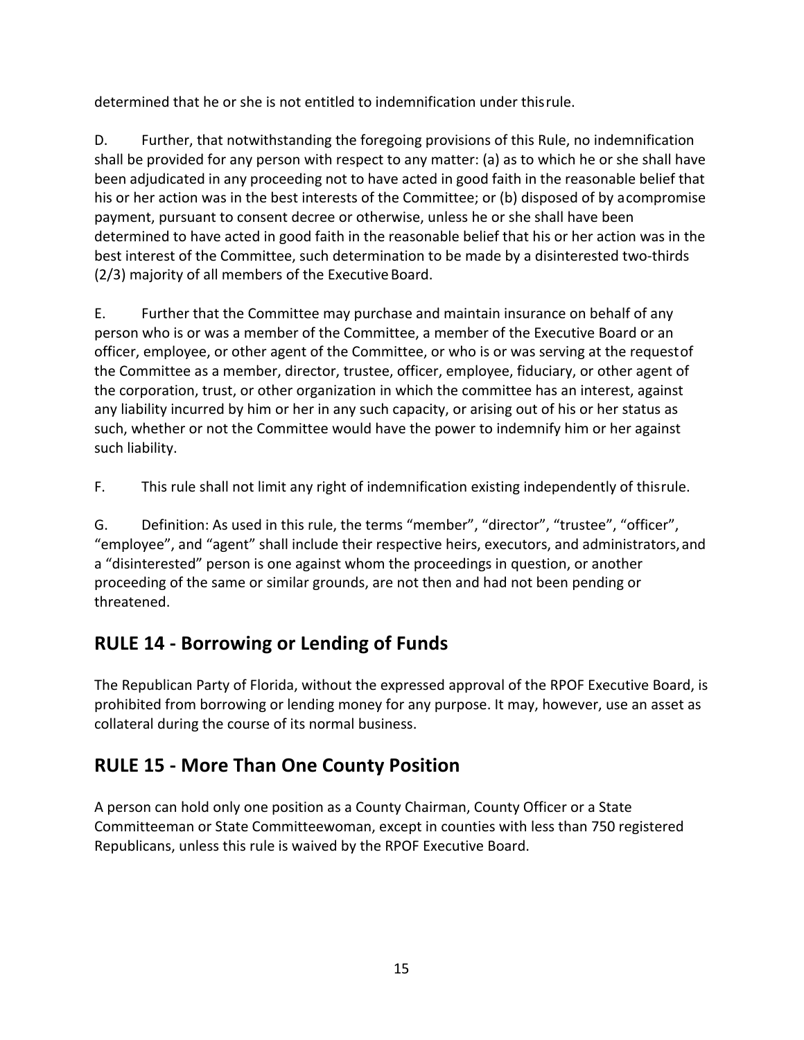determined that he or she is not entitled to indemnification under this rule.

D. Further, that notwithstanding the foregoing provisions of this Rule, no indemnification shall be provided for any person with respect to any matter: (a) as to which he or she shall have been adjudicated in any proceeding not to have acted in good faith in the reasonable belief that his or her action was in the best interests of the Committee; or (b) disposed of by a compromise payment, pursuant to consent decree or otherwise, unless he or she shall have been determined to have acted in good faith in the reasonable belief that his or her action was in the best interest of the Committee, such determination to be made by a disinterested two-thirds (2/3) majority of all members of the Executive Board.

E. Further that the Committee may purchase and maintain insurance on behalf of any person who is or was a member of the Committee, a member of the Executive Board or an officer, employee, or other agent of the Committee, or who is or was serving at the request of the Committee as a member, director, trustee, officer, employee, fiduciary, or other agent of the corporation, trust, or other organization in which the committee has an interest, against any liability incurred by him or her in any such capacity, or arising out of his or her status as such, whether or not the Committee would have the power to indemnify him or her against such liability.

F. This rule shall not limit any right of indemnification existing independently of this rule.

G. Definition: As used in this rule, the terms "member", "director", "trustee", "officer", "employee", and "agent" shall include their respective heirs, executors, and administrators, and a "disinterested" person is one against whom the proceedings in question, or another proceeding of the same or similar grounds, are not then and had not been pending or threatened.

## RULE 14 - Borrowing or Lending of Funds

The Republican Party of Florida, without the expressed approval of the RPOF Executive Board, is prohibited from borrowing or lending money for any purpose. It may, however, use an asset as collateral during the course of its normal business.

## RULE 15 - More Than One County Position

A person can hold only one position as a County Chairman, County Officer or a State Committeeman or State Committeewoman, except in counties with less than 750 registered Republicans, unless this rule is waived by the RPOF Executive Board.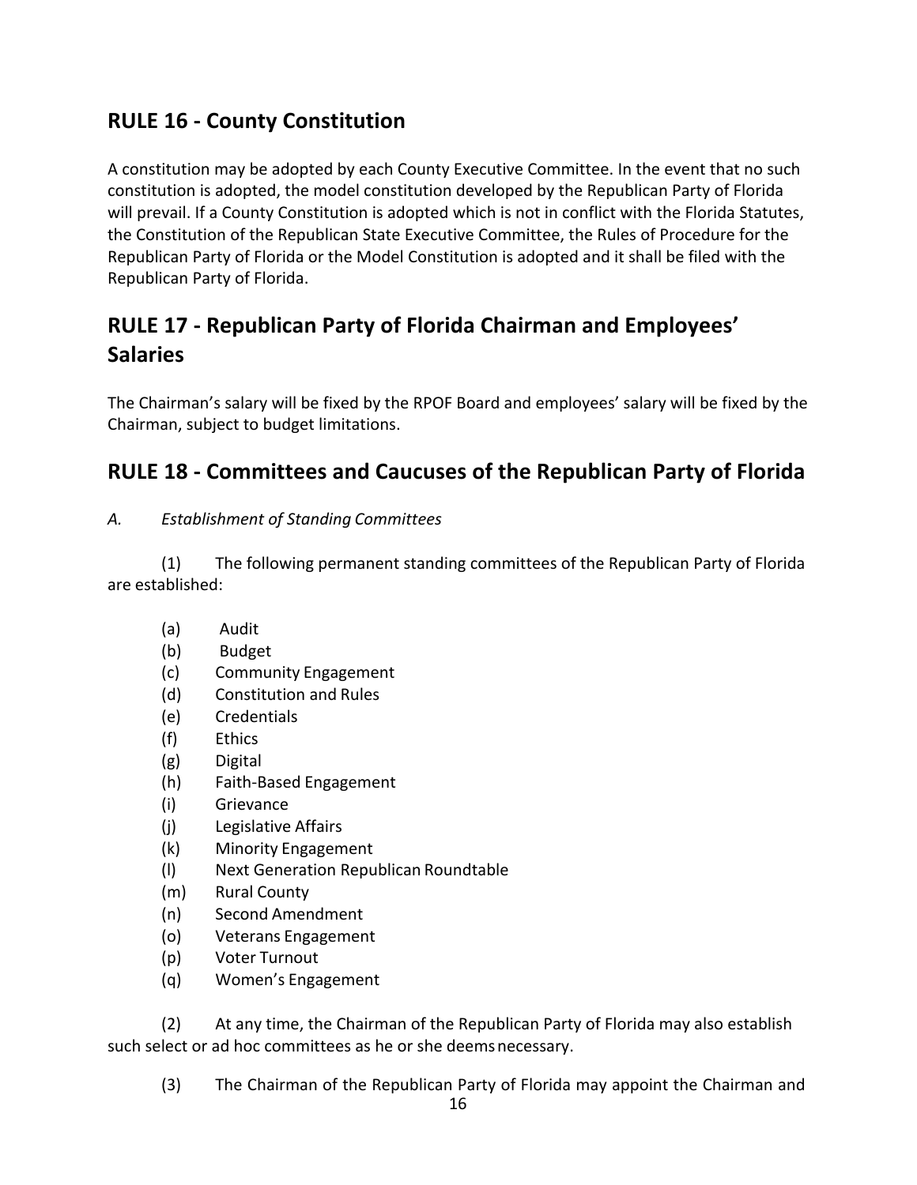## RULE 16 - County Constitution

A constitution may be adopted by each County Executive Committee. In the event that no such constitution is adopted, the model constitution developed by the Republican Party of Florida will prevail. If a County Constitution is adopted which is not in conflict with the Florida Statutes, the Constitution of the Republican State Executive Committee, the Rules of Procedure for the Republican Party of Florida or the Model Constitution is adopted and it shall be filed with the Republican Party of Florida.

## RULE 17 - Republican Party of Florida Chairman and Employees' Salaries

The Chairman's salary will be fixed by the RPOF Board and employees' salary will be fixed by the Chairman, subject to budget limitations.

## RULE 18 - Committees and Caucuses of the Republican Party of Florida

*A. Establishment of Standing Committees*

(1) The following permanent standing committees of the Republican Party of Florida are established:

(a) Audit
(b) Budget
(c) Community Engagement
(d) Constitution and Rules
(e) Credentials
(f) Ethics
(g) Digital
(h) Faith-Based Engagement
(i) Grievance
(j) Legislative Affairs
(k) Minority Engagement
(l) Next Generation Republican Roundtable
(m) Rural County
(n) Second Amendment
(o) Veterans Engagement
(p) Voter Turnout
(q) Women's Engagement

(2) At any time, the Chairman of the Republican Party of Florida may also establish such select or ad hoc committees as he or she deems necessary.

(3) The Chairman of the Republican Party of Florida may appoint the Chairman and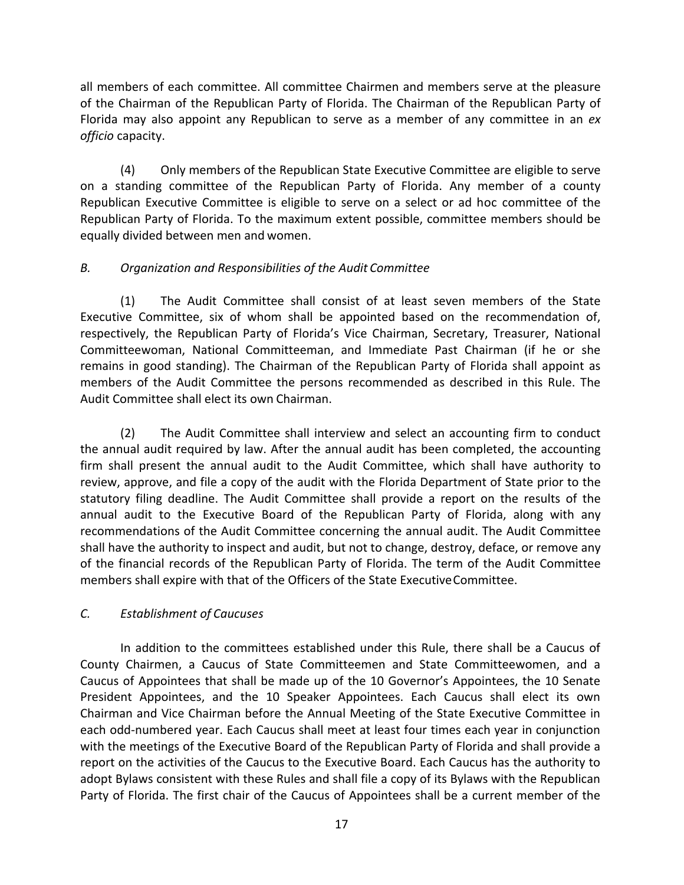all members of each committee. All committee Chairmen and members serve at the pleasure of the Chairman of the Republican Party of Florida. The Chairman of the Republican Party of Florida may also appoint any Republican to serve as a member of any committee in an *ex officio* capacity.

(4) Only members of the Republican State Executive Committee are eligible to serve on a standing committee of the Republican Party of Florida. Any member of a county Republican Executive Committee is eligible to serve on a select or ad hoc committee of the Republican Party of Florida. To the maximum extent possible, committee members should be equally divided between men and women.

*B. Organization and Responsibilities of the Audit Committee*

(1) The Audit Committee shall consist of at least seven members of the State Executive Committee, six of whom shall be appointed based on the recommendation of, respectively, the Republican Party of Florida's Vice Chairman, Secretary, Treasurer, National Committeewoman, National Committeeman, and Immediate Past Chairman (if he or she remains in good standing). The Chairman of the Republican Party of Florida shall appoint as members of the Audit Committee the persons recommended as described in this Rule. The Audit Committee shall elect its own Chairman.

(2) The Audit Committee shall interview and select an accounting firm to conduct the annual audit required by law. After the annual audit has been completed, the accounting firm shall present the annual audit to the Audit Committee, which shall have authority to review, approve, and file a copy of the audit with the Florida Department of State prior to the statutory filing deadline. The Audit Committee shall provide a report on the results of the annual audit to the Executive Board of the Republican Party of Florida, along with any recommendations of the Audit Committee concerning the annual audit. The Audit Committee shall have the authority to inspect and audit, but not to change, destroy, deface, or remove any of the financial records of the Republican Party of Florida. The term of the Audit Committee members shall expire with that of the Officers of the State Executive Committee.

*C. Establishment of Caucuses*

In addition to the committees established under this Rule, there shall be a Caucus of County Chairmen, a Caucus of State Committeemen and State Committeewomen, and a Caucus of Appointees that shall be made up of the 10 Governor's Appointees, the 10 Senate President Appointees, and the 10 Speaker Appointees. Each Caucus shall elect its own Chairman and Vice Chairman before the Annual Meeting of the State Executive Committee in each odd-numbered year. Each Caucus shall meet at least four times each year in conjunction with the meetings of the Executive Board of the Republican Party of Florida and shall provide a report on the activities of the Caucus to the Executive Board. Each Caucus has the authority to adopt Bylaws consistent with these Rules and shall file a copy of its Bylaws with the Republican Party of Florida. The first chair of the Caucus of Appointees shall be a current member of the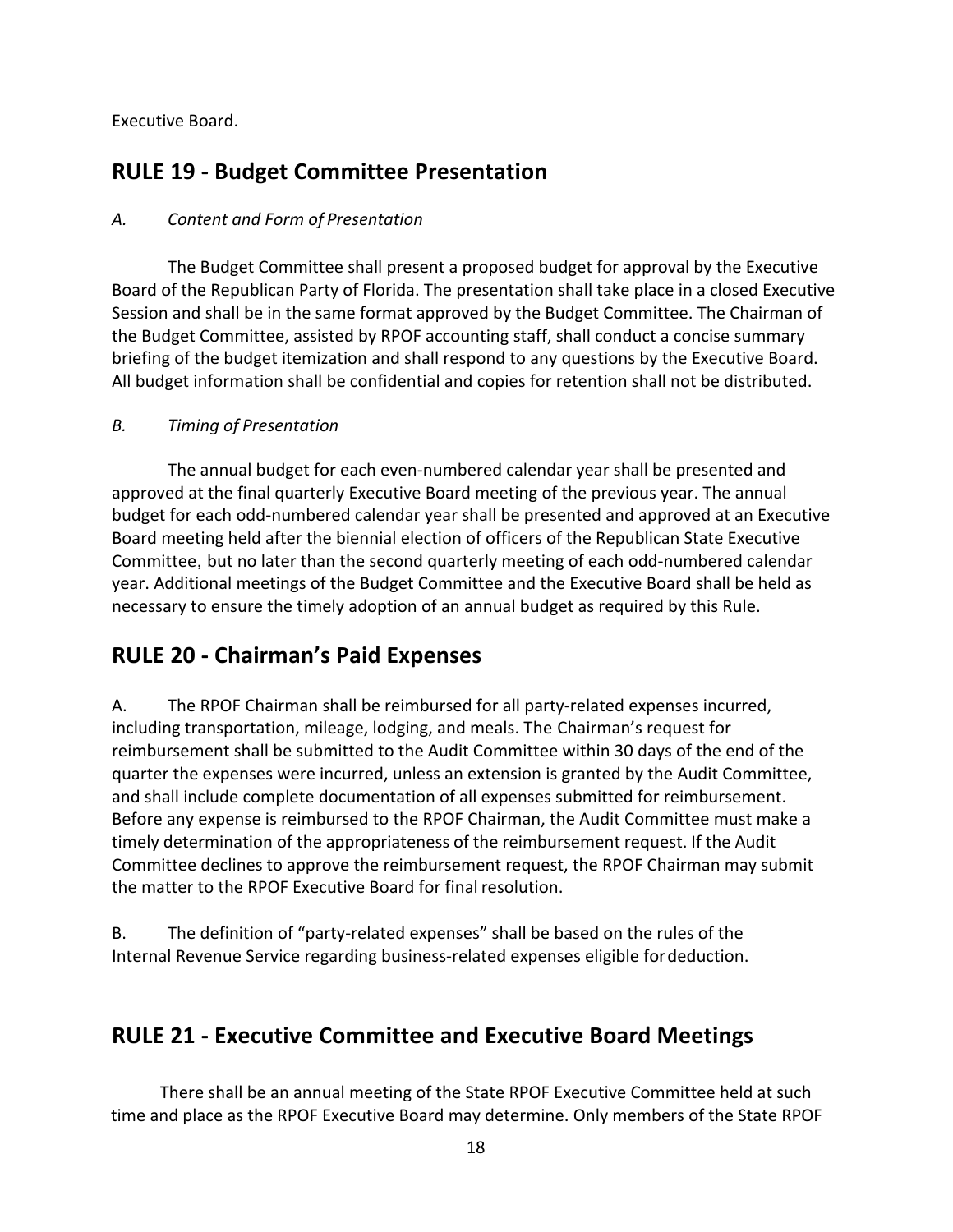Executive Board.

## RULE 19 - Budget Committee Presentation

*A. Content and Form of Presentation*

The Budget Committee shall present a proposed budget for approval by the Executive Board of the Republican Party of Florida. The presentation shall take place in a closed Executive Session and shall be in the same format approved by the Budget Committee. The Chairman of the Budget Committee, assisted by RPOF accounting staff, shall conduct a concise summary briefing of the budget itemization and shall respond to any questions by the Executive Board. All budget information shall be confidential and copies for retention shall not be distributed.

*B. Timing of Presentation*

The annual budget for each even-numbered calendar year shall be presented and approved at the final quarterly Executive Board meeting of the previous year. The annual budget for each odd-numbered calendar year shall be presented and approved at an Executive Board meeting held after the biennial election of officers of the Republican State Executive Committee, but no later than the second quarterly meeting of each odd-numbered calendar year. Additional meetings of the Budget Committee and the Executive Board shall be held as necessary to ensure the timely adoption of an annual budget as required by this Rule.

## RULE 20 - Chairman's Paid Expenses

A. The RPOF Chairman shall be reimbursed for all party-related expenses incurred, including transportation, mileage, lodging, and meals. The Chairman's request for reimbursement shall be submitted to the Audit Committee within 30 days of the end of the quarter the expenses were incurred, unless an extension is granted by the Audit Committee, and shall include complete documentation of all expenses submitted for reimbursement. Before any expense is reimbursed to the RPOF Chairman, the Audit Committee must make a timely determination of the appropriateness of the reimbursement request. If the Audit Committee declines to approve the reimbursement request, the RPOF Chairman may submit the matter to the RPOF Executive Board for final resolution.

B. The definition of "party-related expenses" shall be based on the rules of the Internal Revenue Service regarding business-related expenses eligible for deduction.

## RULE 21 - Executive Committee and Executive Board Meetings

There shall be an annual meeting of the State RPOF Executive Committee held at such time and place as the RPOF Executive Board may determine. Only members of the State RPOF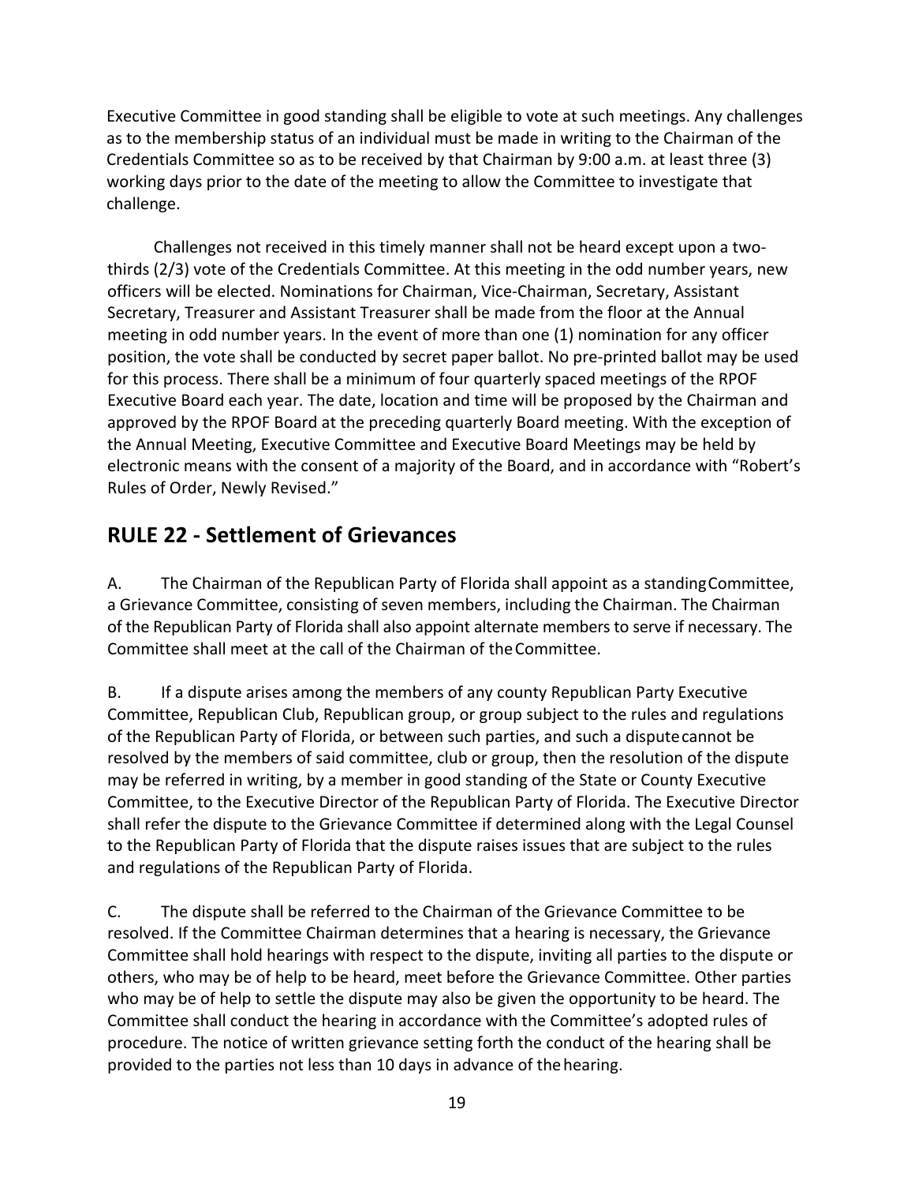Executive Committee in good standing shall be eligible to vote at such meetings. Any challenges as to the membership status of an individual must be made in writing to the Chairman of the Credentials Committee so as to be received by that Chairman by 9:00 a.m. at least three (3) working days prior to the date of the meeting to allow the Committee to investigate that challenge.

Challenges not received in this timely manner shall not be heard except upon a two-thirds (2/3) vote of the Credentials Committee. At this meeting in the odd number years, new officers will be elected. Nominations for Chairman, Vice-Chairman, Secretary, Assistant Secretary, Treasurer and Assistant Treasurer shall be made from the floor at the Annual meeting in odd number years. In the event of more than one (1) nomination for any officer position, the vote shall be conducted by secret paper ballot. No pre-printed ballot may be used for this process. There shall be a minimum of four quarterly spaced meetings of the RPOF Executive Board each year. The date, location and time will be proposed by the Chairman and approved by the RPOF Board at the preceding quarterly Board meeting. With the exception of the Annual Meeting, Executive Committee and Executive Board Meetings may be held by electronic means with the consent of a majority of the Board, and in accordance with "Robert's Rules of Order, Newly Revised."

## RULE 22 - Settlement of Grievances

A. The Chairman of the Republican Party of Florida shall appoint as a standing Committee, a Grievance Committee, consisting of seven members, including the Chairman. The Chairman of the Republican Party of Florida shall also appoint alternate members to serve if necessary. The Committee shall meet at the call of the Chairman of the Committee.

B. If a dispute arises among the members of any county Republican Party Executive Committee, Republican Club, Republican group, or group subject to the rules and regulations of the Republican Party of Florida, or between such parties, and such a dispute cannot be resolved by the members of said committee, club or group, then the resolution of the dispute may be referred in writing, by a member in good standing of the State or County Executive Committee, to the Executive Director of the Republican Party of Florida. The Executive Director shall refer the dispute to the Grievance Committee if determined along with the Legal Counsel to the Republican Party of Florida that the dispute raises issues that are subject to the rules and regulations of the Republican Party of Florida.

C. The dispute shall be referred to the Chairman of the Grievance Committee to be resolved. If the Committee Chairman determines that a hearing is necessary, the Grievance Committee shall hold hearings with respect to the dispute, inviting all parties to the dispute or others, who may be of help to be heard, meet before the Grievance Committee. Other parties who may be of help to settle the dispute may also be given the opportunity to be heard. The Committee shall conduct the hearing in accordance with the Committee's adopted rules of procedure. The notice of written grievance setting forth the conduct of the hearing shall be provided to the parties not less than 10 days in advance of the hearing.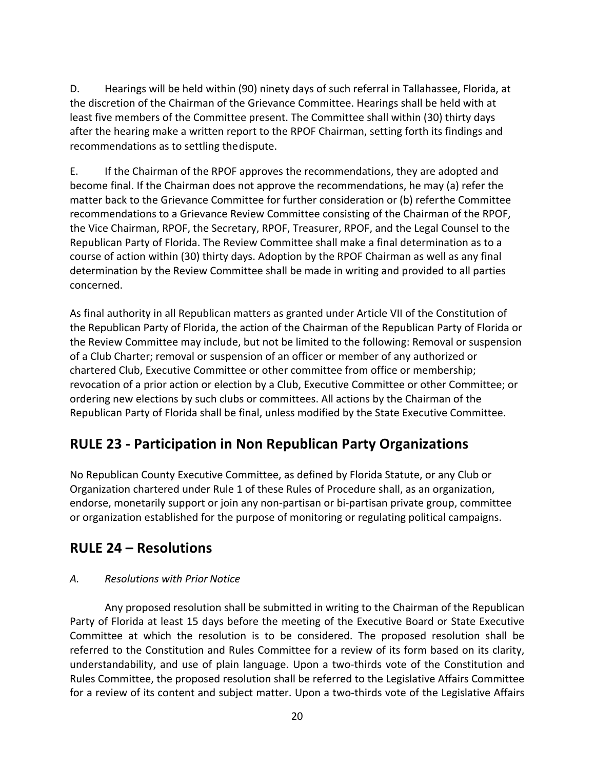D. Hearings will be held within (90) ninety days of such referral in Tallahassee, Florida, at the discretion of the Chairman of the Grievance Committee. Hearings shall be held with at least five members of the Committee present. The Committee shall within (30) thirty days after the hearing make a written report to the RPOF Chairman, setting forth its findings and recommendations as to settling the dispute.

E. If the Chairman of the RPOF approves the recommendations, they are adopted and become final. If the Chairman does not approve the recommendations, he may (a) refer the matter back to the Grievance Committee for further consideration or (b) refer the Committee recommendations to a Grievance Review Committee consisting of the Chairman of the RPOF, the Vice Chairman, RPOF, the Secretary, RPOF, Treasurer, RPOF, and the Legal Counsel to the Republican Party of Florida. The Review Committee shall make a final determination as to a course of action within (30) thirty days. Adoption by the RPOF Chairman as well as any final determination by the Review Committee shall be made in writing and provided to all parties concerned.

As final authority in all Republican matters as granted under Article VII of the Constitution of the Republican Party of Florida, the action of the Chairman of the Republican Party of Florida or the Review Committee may include, but not be limited to the following: Removal or suspension of a Club Charter; removal or suspension of an officer or member of any authorized or chartered Club, Executive Committee or other committee from office or membership; revocation of a prior action or election by a Club, Executive Committee or other Committee; or ordering new elections by such clubs or committees. All actions by the Chairman of the Republican Party of Florida shall be final, unless modified by the State Executive Committee.

## RULE 23 - Participation in Non Republican Party Organizations

No Republican County Executive Committee, as defined by Florida Statute, or any Club or Organization chartered under Rule 1 of these Rules of Procedure shall, as an organization, endorse, monetarily support or join any non-partisan or bi-partisan private group, committee or organization established for the purpose of monitoring or regulating political campaigns.

## RULE 24 – Resolutions

*A. Resolutions with Prior Notice*

Any proposed resolution shall be submitted in writing to the Chairman of the Republican Party of Florida at least 15 days before the meeting of the Executive Board or State Executive Committee at which the resolution is to be considered. The proposed resolution shall be referred to the Constitution and Rules Committee for a review of its form based on its clarity, understandability, and use of plain language. Upon a two-thirds vote of the Constitution and Rules Committee, the proposed resolution shall be referred to the Legislative Affairs Committee for a review of its content and subject matter. Upon a two-thirds vote of the Legislative Affairs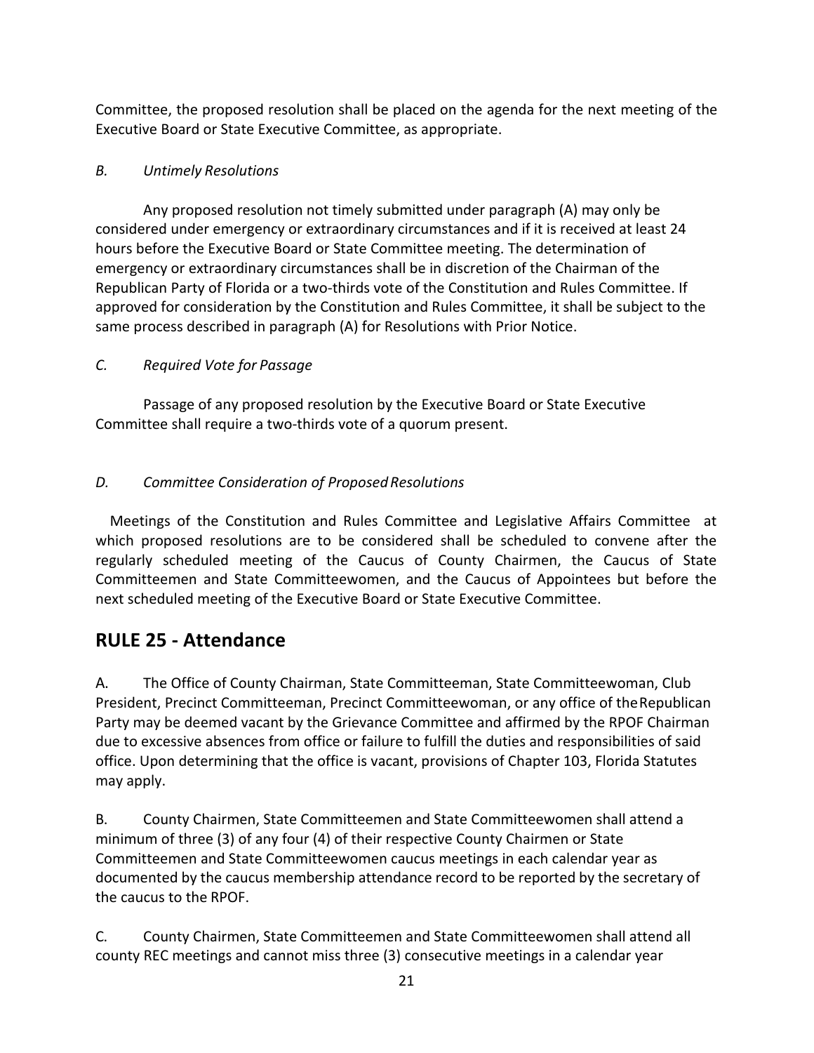Committee, the proposed resolution shall be placed on the agenda for the next meeting of the Executive Board or State Executive Committee, as appropriate.

*B. Untimely Resolutions*

Any proposed resolution not timely submitted under paragraph (A) may only be considered under emergency or extraordinary circumstances and if it is received at least 24 hours before the Executive Board or State Committee meeting. The determination of emergency or extraordinary circumstances shall be in discretion of the Chairman of the Republican Party of Florida or a two-thirds vote of the Constitution and Rules Committee. If approved for consideration by the Constitution and Rules Committee, it shall be subject to the same process described in paragraph (A) for Resolutions with Prior Notice.

*C. Required Vote for Passage*

Passage of any proposed resolution by the Executive Board or State Executive Committee shall require a two-thirds vote of a quorum present.

*D. Committee Consideration of Proposed Resolutions*

Meetings of the Constitution and Rules Committee and Legislative Affairs Committee at which proposed resolutions are to be considered shall be scheduled to convene after the regularly scheduled meeting of the Caucus of County Chairmen, the Caucus of State Committeemen and State Committeewomen, and the Caucus of Appointees but before the next scheduled meeting of the Executive Board or State Executive Committee.

## RULE 25 - Attendance

A. The Office of County Chairman, State Committeeman, State Committeewoman, Club President, Precinct Committeeman, Precinct Committeewoman, or any office of the Republican Party may be deemed vacant by the Grievance Committee and affirmed by the RPOF Chairman due to excessive absences from office or failure to fulfill the duties and responsibilities of said office. Upon determining that the office is vacant, provisions of Chapter 103, Florida Statutes may apply.

B. County Chairmen, State Committeemen and State Committeewomen shall attend a minimum of three (3) of any four (4) of their respective County Chairmen or State Committeemen and State Committeewomen caucus meetings in each calendar year as documented by the caucus membership attendance record to be reported by the secretary of the caucus to the RPOF.

C. County Chairmen, State Committeemen and State Committeewomen shall attend all county REC meetings and cannot miss three (3) consecutive meetings in a calendar year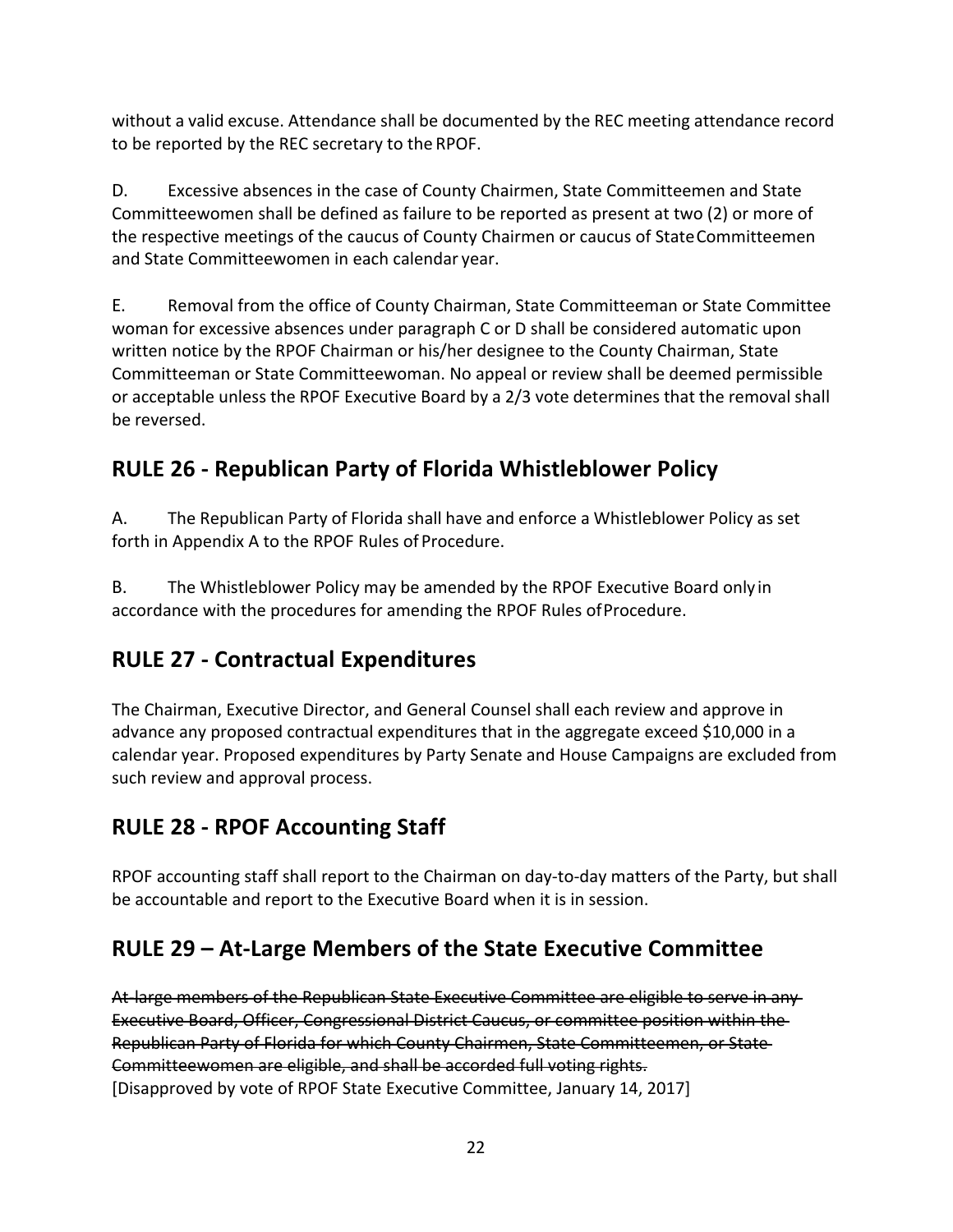without a valid excuse. Attendance shall be documented by the REC meeting attendance record to be reported by the REC secretary to the RPOF.

D. Excessive absences in the case of County Chairmen, State Committeemen and State Committeewomen shall be defined as failure to be reported as present at two (2) or more of the respective meetings of the caucus of County Chairmen or caucus of State Committeemen and State Committeewomen in each calendar year.

E. Removal from the office of County Chairman, State Committeeman or State Committee woman for excessive absences under paragraph C or D shall be considered automatic upon written notice by the RPOF Chairman or his/her designee to the County Chairman, State Committeeman or State Committeewoman. No appeal or review shall be deemed permissible or acceptable unless the RPOF Executive Board by a 2/3 vote determines that the removal shall be reversed.

## RULE 26 - Republican Party of Florida Whistleblower Policy

A. The Republican Party of Florida shall have and enforce a Whistleblower Policy as set forth in Appendix A to the RPOF Rules of Procedure.

B. The Whistleblower Policy may be amended by the RPOF Executive Board only in accordance with the procedures for amending the RPOF Rules of Procedure.

## RULE 27 - Contractual Expenditures

The Chairman, Executive Director, and General Counsel shall each review and approve in advance any proposed contractual expenditures that in the aggregate exceed $10,000 in a calendar year. Proposed expenditures by Party Senate and House Campaigns are excluded from such review and approval process.

## RULE 28 - RPOF Accounting Staff

RPOF accounting staff shall report to the Chairman on day-to-day matters of the Party, but shall be accountable and report to the Executive Board when it is in session.

## RULE 29 – At-Large Members of the State Executive Committee

~~At-large members of the Republican State Executive Committee are eligible to serve in any Executive Board, Officer, Congressional District Caucus, or committee position within the Republican Party of Florida for which County Chairmen, State Committeemen, or State Committeewomen are eligible, and shall be accorded full voting rights.~~
[Disapproved by vote of RPOF State Executive Committee, January 14, 2017]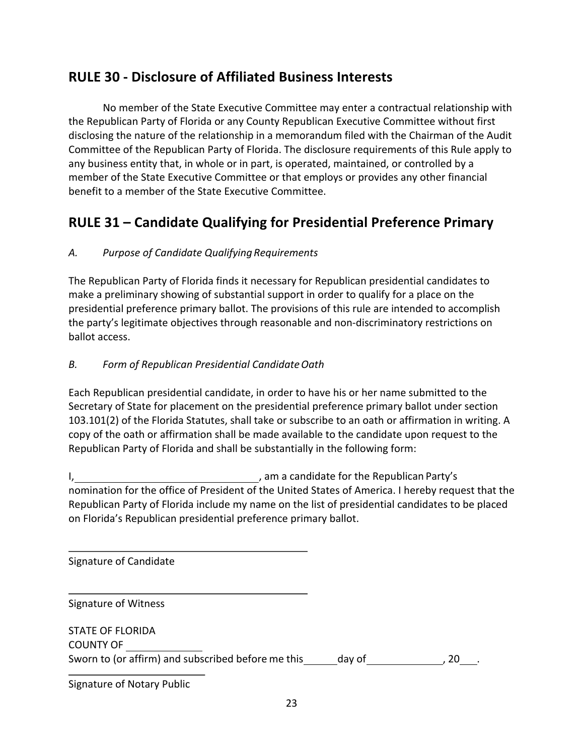## RULE 30 - Disclosure of Affiliated Business Interests

No member of the State Executive Committee may enter a contractual relationship with the Republican Party of Florida or any County Republican Executive Committee without first disclosing the nature of the relationship in a memorandum filed with the Chairman of the Audit Committee of the Republican Party of Florida. The disclosure requirements of this Rule apply to any business entity that, in whole or in part, is operated, maintained, or controlled by a member of the State Executive Committee or that employs or provides any other financial benefit to a member of the State Executive Committee.

## RULE 31 – Candidate Qualifying for Presidential Preference Primary

*A. Purpose of Candidate Qualifying Requirements*

The Republican Party of Florida finds it necessary for Republican presidential candidates to make a preliminary showing of substantial support in order to qualify for a place on the presidential preference primary ballot. The provisions of this rule are intended to accomplish the party's legitimate objectives through reasonable and non-discriminatory restrictions on ballot access.

*B. Form of Republican Presidential Candidate Oath*

Each Republican presidential candidate, in order to have his or her name submitted to the Secretary of State for placement on the presidential preference primary ballot under section 103.101(2) of the Florida Statutes, shall take or subscribe to an oath or affirmation in writing. A copy of the oath or affirmation shall be made available to the candidate upon request to the Republican Party of Florida and shall be substantially in the following form:

I, ________________________________, am a candidate for the Republican Party's nomination for the office of President of the United States of America. I hereby request that the Republican Party of Florida include my name on the list of presidential candidates to be placed on Florida's Republican presidential preference primary ballot.

\_\_\_\_\_\_\_\_\_\_\_\_\_\_\_\_\_\_\_\_\_\_\_\_\_\_\_\_\_\_\_\_\_\_\_\_\_\_\_\_\_\_\_\_

Signature of Candidate

\_\_\_\_\_\_\_\_\_\_\_\_\_\_\_\_\_\_\_\_\_\_\_\_\_\_\_\_\_\_\_\_\_\_\_\_\_\_\_\_\_\_\_\_

Signature of Witness

STATE OF FLORIDA
COUNTY OF ____________
Sworn to (or affirm) and subscribed before me this ______ day of _____________, 20___.

\_\_\_\_\_\_\_\_\_\_\_\_\_\_\_\_\_\_\_\_\_\_\_\_\_\_

Signature of Notary Public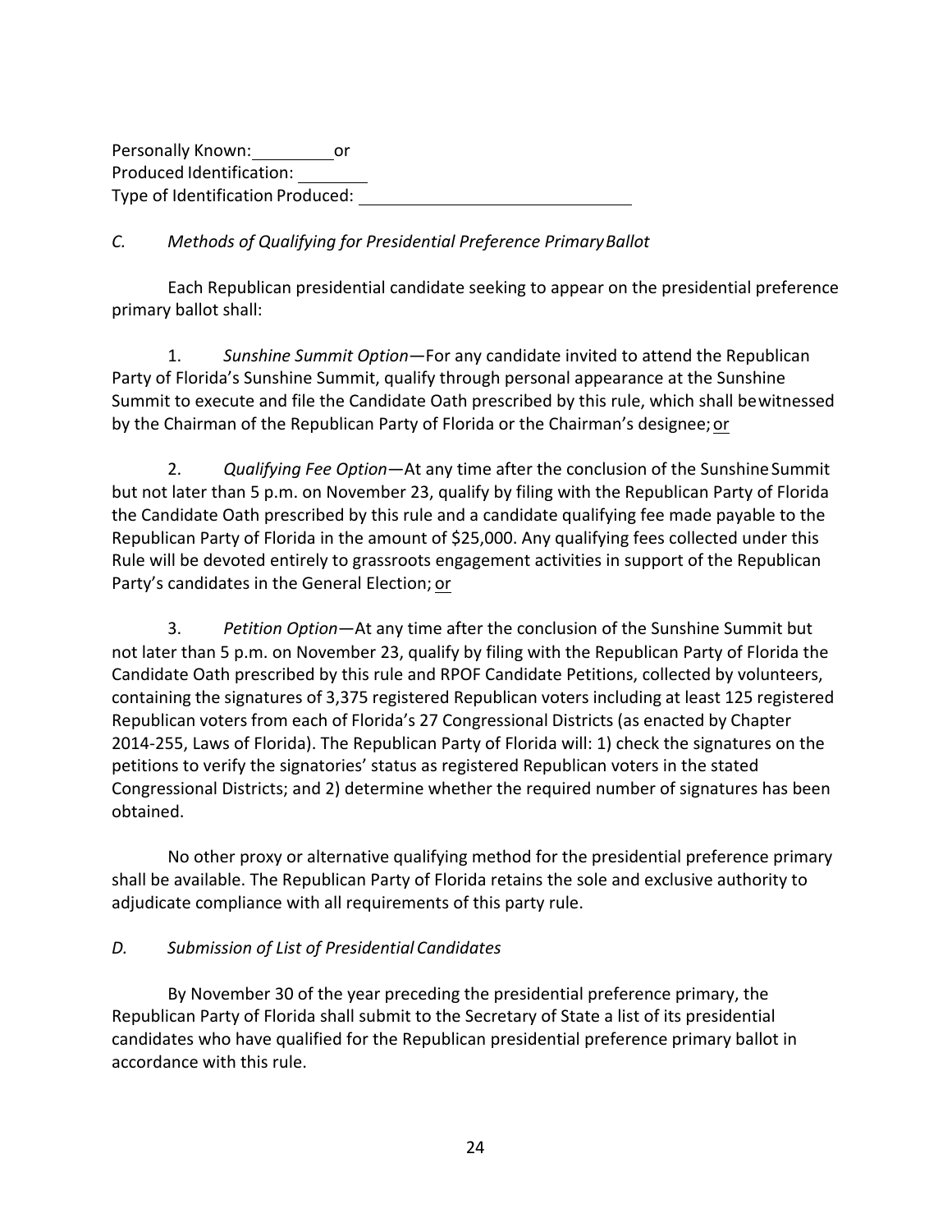Personally Known: __________ or
Produced Identification: _________
Type of Identification Produced: ______________________________

*C. Methods of Qualifying for Presidential Preference Primary Ballot*

Each Republican presidential candidate seeking to appear on the presidential preference primary ballot shall:

1. *Sunshine Summit Option*—For any candidate invited to attend the Republican Party of Florida's Sunshine Summit, qualify through personal appearance at the Sunshine Summit to execute and file the Candidate Oath prescribed by this rule, which shall be witnessed by the Chairman of the Republican Party of Florida or the Chairman's designee; or

2. *Qualifying Fee Option*—At any time after the conclusion of the Sunshine Summit but not later than 5 p.m. on November 23, qualify by filing with the Republican Party of Florida the Candidate Oath prescribed by this rule and a candidate qualifying fee made payable to the Republican Party of Florida in the amount of $25,000. Any qualifying fees collected under this Rule will be devoted entirely to grassroots engagement activities in support of the Republican Party's candidates in the General Election; or

3. *Petition Option*—At any time after the conclusion of the Sunshine Summit but not later than 5 p.m. on November 23, qualify by filing with the Republican Party of Florida the Candidate Oath prescribed by this rule and RPOF Candidate Petitions, collected by volunteers, containing the signatures of 3,375 registered Republican voters including at least 125 registered Republican voters from each of Florida's 27 Congressional Districts (as enacted by Chapter 2014-255, Laws of Florida). The Republican Party of Florida will: 1) check the signatures on the petitions to verify the signatories' status as registered Republican voters in the stated Congressional Districts; and 2) determine whether the required number of signatures has been obtained.

No other proxy or alternative qualifying method for the presidential preference primary shall be available. The Republican Party of Florida retains the sole and exclusive authority to adjudicate compliance with all requirements of this party rule.

*D. Submission of List of Presidential Candidates*

By November 30 of the year preceding the presidential preference primary, the Republican Party of Florida shall submit to the Secretary of State a list of its presidential candidates who have qualified for the Republican presidential preference primary ballot in accordance with this rule.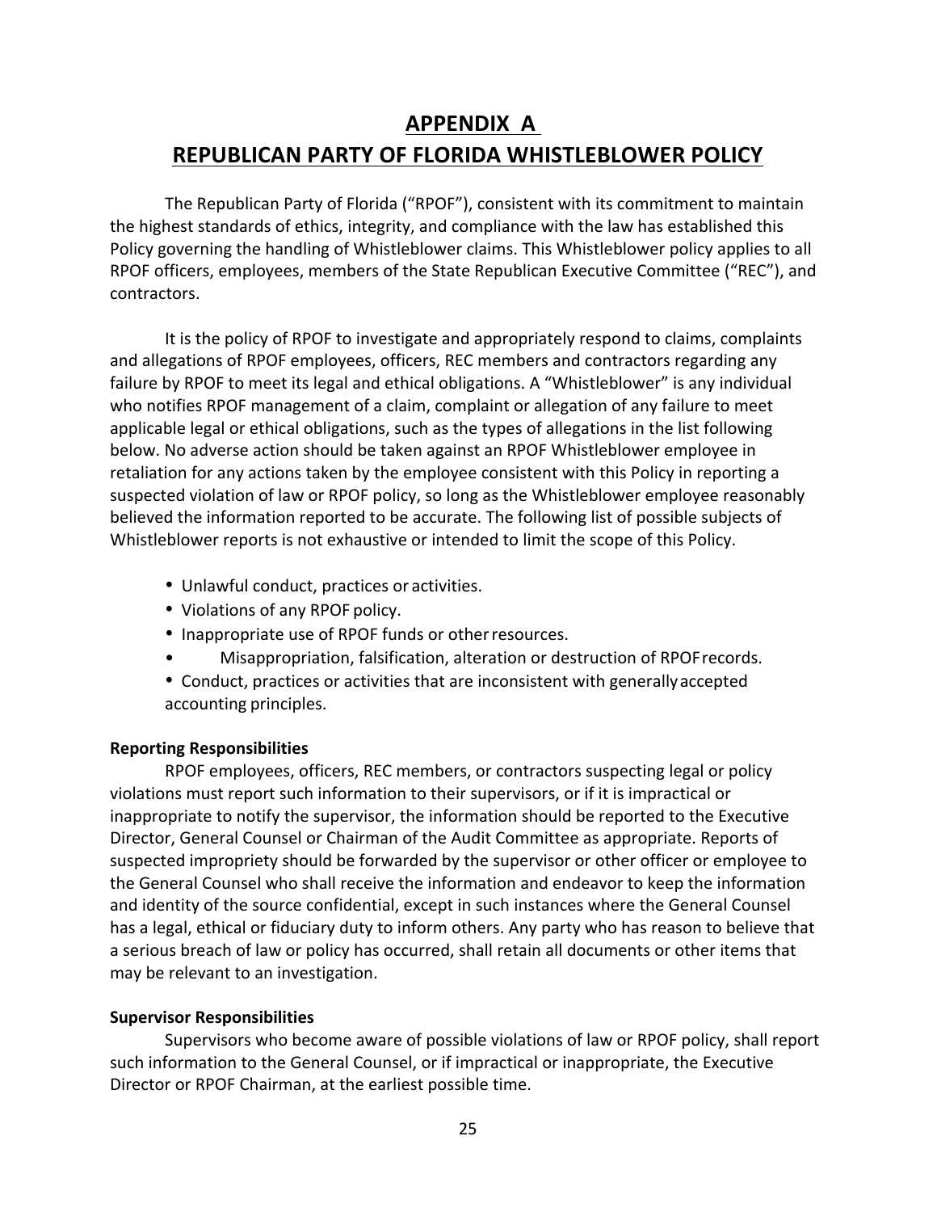# APPENDIX A

# REPUBLICAN PARTY OF FLORIDA WHISTLEBLOWER POLICY

The Republican Party of Florida ("RPOF"), consistent with its commitment to maintain the highest standards of ethics, integrity, and compliance with the law has established this Policy governing the handling of Whistleblower claims. This Whistleblower policy applies to all RPOF officers, employees, members of the State Republican Executive Committee ("REC"), and contractors.

It is the policy of RPOF to investigate and appropriately respond to claims, complaints and allegations of RPOF employees, officers, REC members and contractors regarding any failure by RPOF to meet its legal and ethical obligations. A "Whistleblower" is any individual who notifies RPOF management of a claim, complaint or allegation of any failure to meet applicable legal or ethical obligations, such as the types of allegations in the list following below. No adverse action should be taken against an RPOF Whistleblower employee in retaliation for any actions taken by the employee consistent with this Policy in reporting a suspected violation of law or RPOF policy, so long as the Whistleblower employee reasonably believed the information reported to be accurate. The following list of possible subjects of Whistleblower reports is not exhaustive or intended to limit the scope of this Policy.

- Unlawful conduct, practices or activities.
- Violations of any RPOF policy.
- Inappropriate use of RPOF funds or other resources.
- Misappropriation, falsification, alteration or destruction of RPOF records.
- Conduct, practices or activities that are inconsistent with generally accepted accounting principles.

**Reporting Responsibilities**

RPOF employees, officers, REC members, or contractors suspecting legal or policy violations must report such information to their supervisors, or if it is impractical or inappropriate to notify the supervisor, the information should be reported to the Executive Director, General Counsel or Chairman of the Audit Committee as appropriate. Reports of suspected impropriety should be forwarded by the supervisor or other officer or employee to the General Counsel who shall receive the information and endeavor to keep the information and identity of the source confidential, except in such instances where the General Counsel has a legal, ethical or fiduciary duty to inform others. Any party who has reason to believe that a serious breach of law or policy has occurred, shall retain all documents or other items that may be relevant to an investigation.

**Supervisor Responsibilities**

Supervisors who become aware of possible violations of law or RPOF policy, shall report such information to the General Counsel, or if impractical or inappropriate, the Executive Director or RPOF Chairman, at the earliest possible time.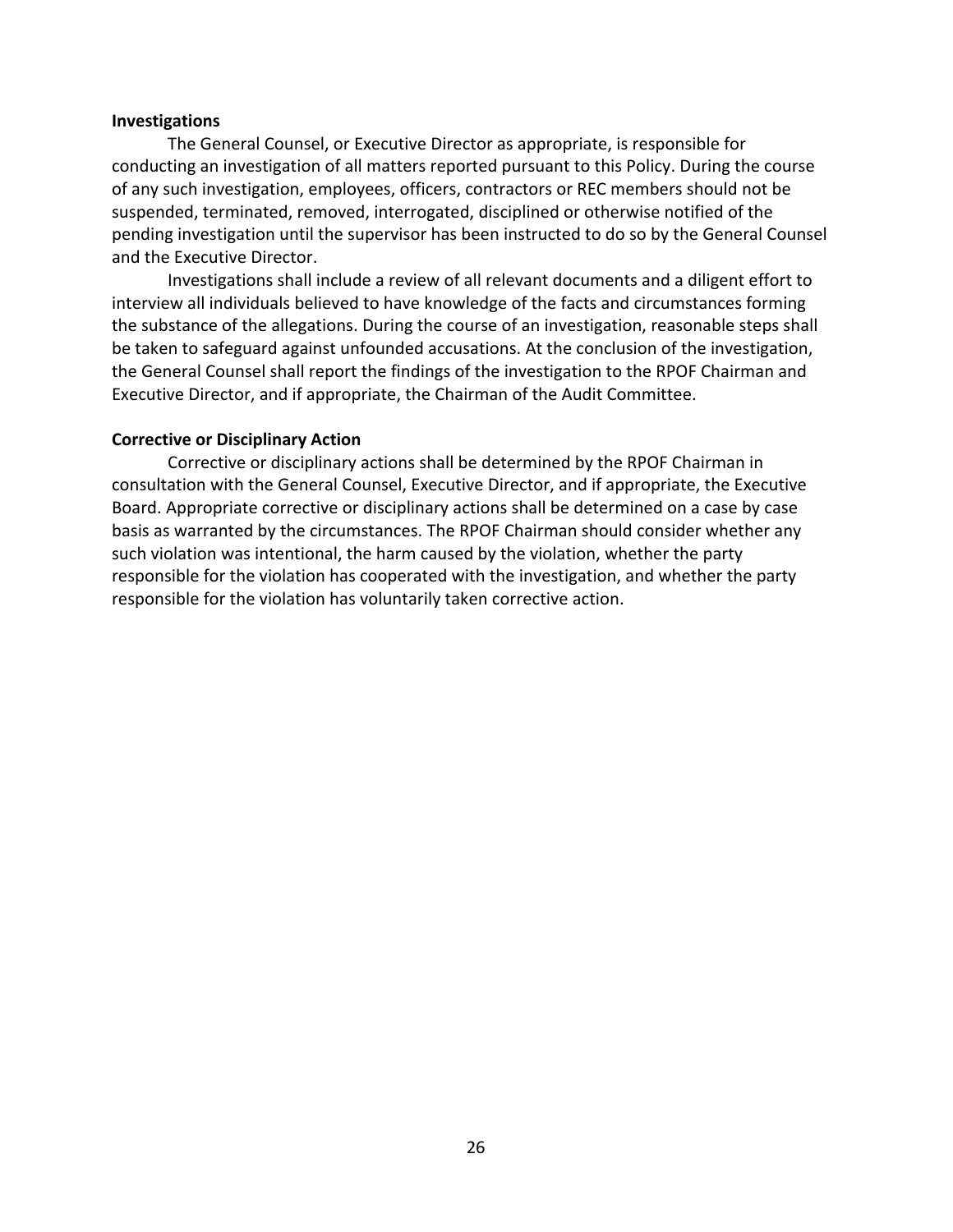**Investigations**

The General Counsel, or Executive Director as appropriate, is responsible for conducting an investigation of all matters reported pursuant to this Policy. During the course of any such investigation, employees, officers, contractors or REC members should not be suspended, terminated, removed, interrogated, disciplined or otherwise notified of the pending investigation until the supervisor has been instructed to do so by the General Counsel and the Executive Director.

Investigations shall include a review of all relevant documents and a diligent effort to interview all individuals believed to have knowledge of the facts and circumstances forming the substance of the allegations. During the course of an investigation, reasonable steps shall be taken to safeguard against unfounded accusations. At the conclusion of the investigation, the General Counsel shall report the findings of the investigation to the RPOF Chairman and Executive Director, and if appropriate, the Chairman of the Audit Committee.

**Corrective or Disciplinary Action**

Corrective or disciplinary actions shall be determined by the RPOF Chairman in consultation with the General Counsel, Executive Director, and if appropriate, the Executive Board. Appropriate corrective or disciplinary actions shall be determined on a case by case basis as warranted by the circumstances. The RPOF Chairman should consider whether any such violation was intentional, the harm caused by the violation, whether the party responsible for the violation has cooperated with the investigation, and whether the party responsible for the violation has voluntarily taken corrective action.